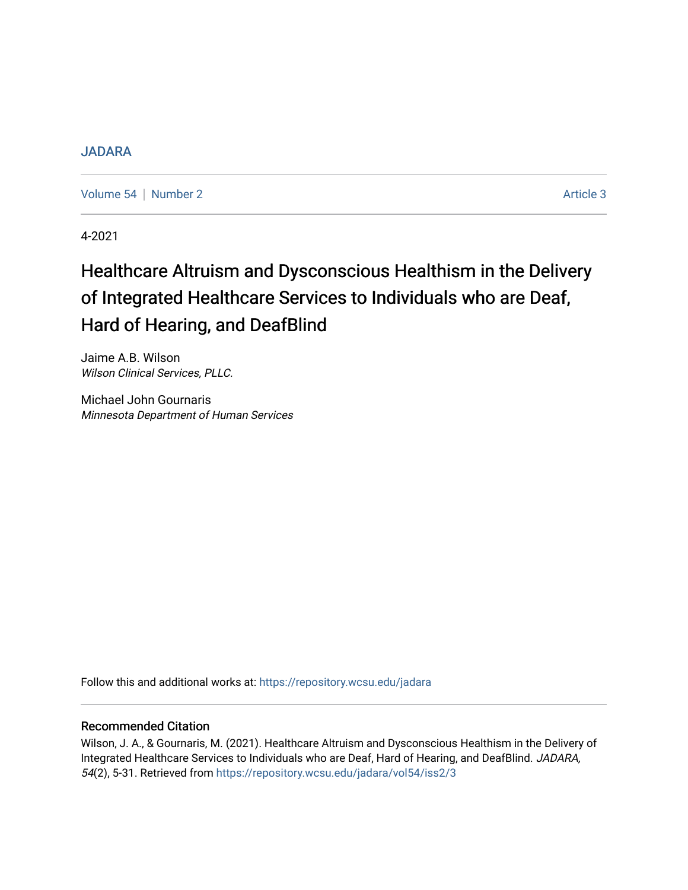JADARA

Volume 54 | Number 2 Article 3

4-2021

# Healthcare Altruism and Dysconscious Healthism in the Delivery of Integrated Healthcare Services to Individuals who are Deaf, Hard of Hearing, and DeafBlind

Jaime A.B. Wilson
*Wilson Clinical Services, PLLC.*

Michael John Gournaris
*Minnesota Department of Human Services*

Follow this and additional works at: https://repository.wcsu.edu/jadara

## Recommended Citation

Wilson, J. A., & Gournaris, M. (2021). Healthcare Altruism and Dysconscious Healthism in the Delivery of Integrated Healthcare Services to Individuals who are Deaf, Hard of Hearing, and DeafBlind. *JADARA, 54*(2), 5-31. Retrieved from https://repository.wcsu.edu/jadara/vol54/iss2/3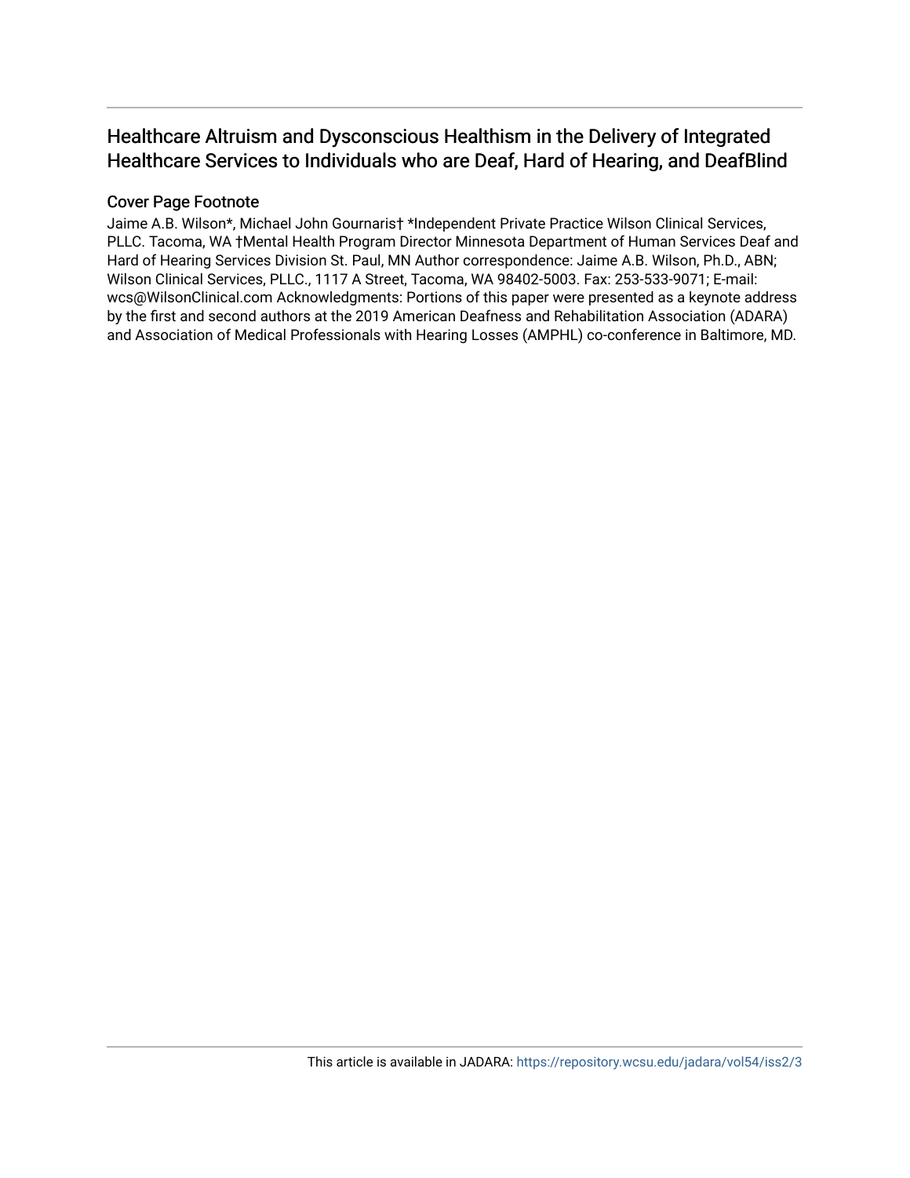# Healthcare Altruism and Dysconscious Healthism in the Delivery of Integrated Healthcare Services to Individuals who are Deaf, Hard of Hearing, and DeafBlind

## Cover Page Footnote

Jaime A.B. Wilson*, Michael John Gournaris† *Independent Private Practice Wilson Clinical Services, PLLC. Tacoma, WA †Mental Health Program Director Minnesota Department of Human Services Deaf and Hard of Hearing Services Division St. Paul, MN Author correspondence: Jaime A.B. Wilson, Ph.D., ABN; Wilson Clinical Services, PLLC., 1117 A Street, Tacoma, WA 98402-5003. Fax: 253-533-9071; E-mail: wcs@WilsonClinical.com Acknowledgments: Portions of this paper were presented as a keynote address by the first and second authors at the 2019 American Deafness and Rehabilitation Association (ADARA) and Association of Medical Professionals with Hearing Losses (AMPHL) co-conference in Baltimore, MD.

This article is available in JADARA: https://repository.wcsu.edu/jadara/vol54/iss2/3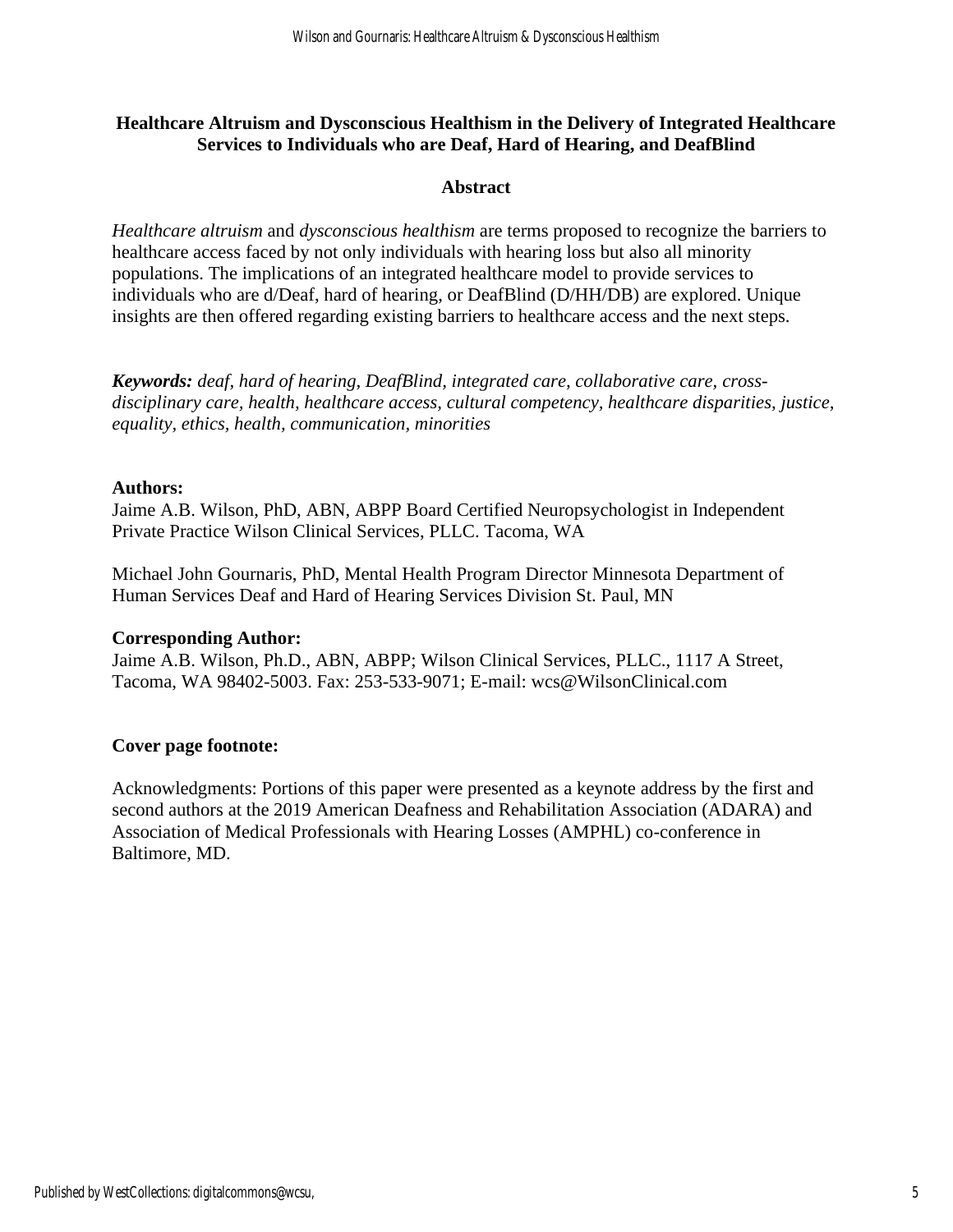**Healthcare Altruism and Dysconscious Healthism in the Delivery of Integrated Healthcare Services to Individuals who are Deaf, Hard of Hearing, and DeafBlind**

**Abstract**

*Healthcare altruism* and *dysconscious healthism* are terms proposed to recognize the barriers to healthcare access faced by not only individuals with hearing loss but also all minority populations. The implications of an integrated healthcare model to provide services to individuals who are d/Deaf, hard of hearing, or DeafBlind (D/HH/DB) are explored. Unique insights are then offered regarding existing barriers to healthcare access and the next steps.

***Keywords:*** *deaf, hard of hearing, DeafBlind, integrated care, collaborative care, cross-disciplinary care, health, healthcare access, cultural competency, healthcare disparities, justice, equality, ethics, health, communication, minorities*

**Authors:**

Jaime A.B. Wilson, PhD, ABN, ABPP Board Certified Neuropsychologist in Independent Private Practice Wilson Clinical Services, PLLC. Tacoma, WA

Michael John Gournaris, PhD, Mental Health Program Director Minnesota Department of Human Services Deaf and Hard of Hearing Services Division St. Paul, MN

**Corresponding Author:**

Jaime A.B. Wilson, Ph.D., ABN, ABPP; Wilson Clinical Services, PLLC., 1117 A Street, Tacoma, WA 98402-5003. Fax: 253-533-9071; E-mail: wcs@WilsonClinical.com

**Cover page footnote:**

Acknowledgments: Portions of this paper were presented as a keynote address by the first and second authors at the 2019 American Deafness and Rehabilitation Association (ADARA) and Association of Medical Professionals with Hearing Losses (AMPHL) co-conference in Baltimore, MD.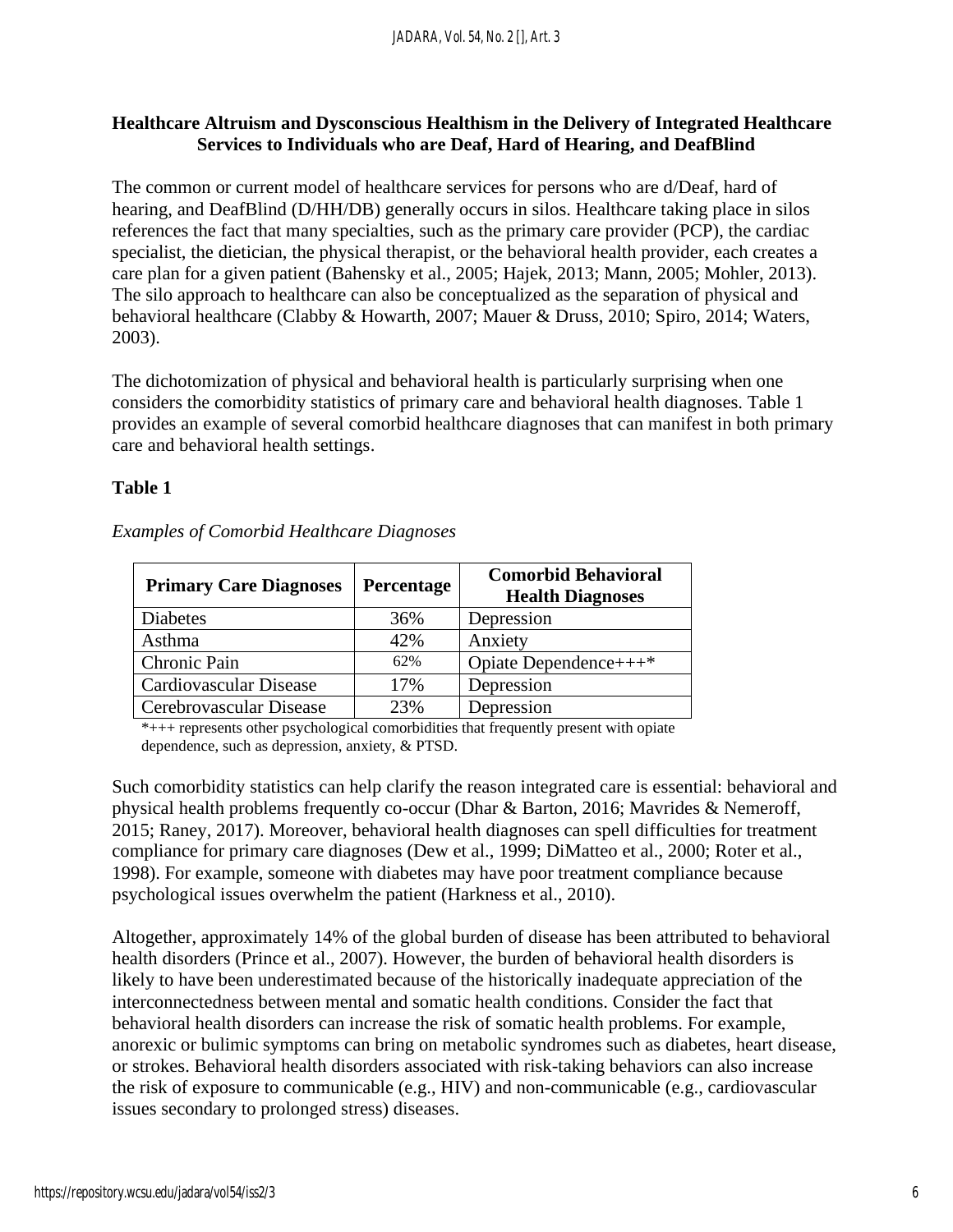**Healthcare Altruism and Dysconscious Healthism in the Delivery of Integrated Healthcare Services to Individuals who are Deaf, Hard of Hearing, and DeafBlind**

The common or current model of healthcare services for persons who are d/Deaf, hard of hearing, and DeafBlind (D/HH/DB) generally occurs in silos. Healthcare taking place in silos references the fact that many specialties, such as the primary care provider (PCP), the cardiac specialist, the dietician, the physical therapist, or the behavioral health provider, each creates a care plan for a given patient (Bahensky et al., 2005; Hajek, 2013; Mann, 2005; Mohler, 2013). The silo approach to healthcare can also be conceptualized as the separation of physical and behavioral healthcare (Clabby & Howarth, 2007; Mauer & Druss, 2010; Spiro, 2014; Waters, 2003).

The dichotomization of physical and behavioral health is particularly surprising when one considers the comorbidity statistics of primary care and behavioral health diagnoses. Table 1 provides an example of several comorbid healthcare diagnoses that can manifest in both primary care and behavioral health settings.

**Table 1**

*Examples of Comorbid Healthcare Diagnoses*

| Primary Care Diagnoses | Percentage | Comorbid Behavioral Health Diagnoses |
|---|---|---|
| Diabetes | 36% | Depression |
| Asthma | 42% | Anxiety |
| Chronic Pain | 62% | Opiate Dependence+++* |
| Cardiovascular Disease | 17% | Depression |
| Cerebrovascular Disease | 23% | Depression |

*+++ represents other psychological comorbidities that frequently present with opiate dependence, such as depression, anxiety, & PTSD.

Such comorbidity statistics can help clarify the reason integrated care is essential: behavioral and physical health problems frequently co-occur (Dhar & Barton, 2016; Mavrides & Nemeroff, 2015; Raney, 2017). Moreover, behavioral health diagnoses can spell difficulties for treatment compliance for primary care diagnoses (Dew et al., 1999; DiMatteo et al., 2000; Roter et al., 1998). For example, someone with diabetes may have poor treatment compliance because psychological issues overwhelm the patient (Harkness et al., 2010).

Altogether, approximately 14% of the global burden of disease has been attributed to behavioral health disorders (Prince et al., 2007). However, the burden of behavioral health disorders is likely to have been underestimated because of the historically inadequate appreciation of the interconnectedness between mental and somatic health conditions. Consider the fact that behavioral health disorders can increase the risk of somatic health problems. For example, anorexic or bulimic symptoms can bring on metabolic syndromes such as diabetes, heart disease, or strokes. Behavioral health disorders associated with risk-taking behaviors can also increase the risk of exposure to communicable (e.g., HIV) and non-communicable (e.g., cardiovascular issues secondary to prolonged stress) diseases.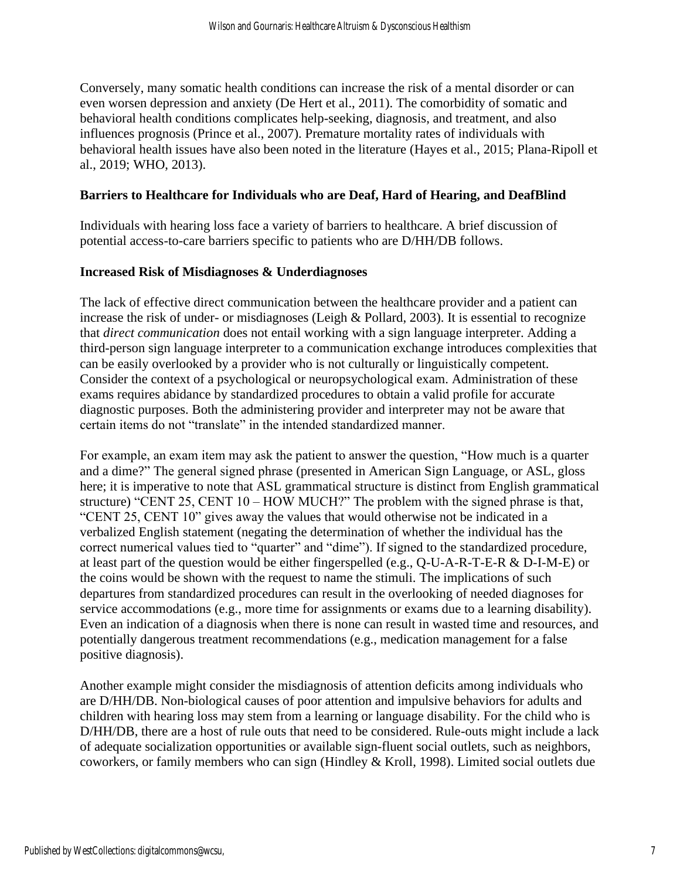Conversely, many somatic health conditions can increase the risk of a mental disorder or can even worsen depression and anxiety (De Hert et al., 2011). The comorbidity of somatic and behavioral health conditions complicates help-seeking, diagnosis, and treatment, and also influences prognosis (Prince et al., 2007). Premature mortality rates of individuals with behavioral health issues have also been noted in the literature (Hayes et al., 2015; Plana-Ripoll et al., 2019; WHO, 2013).

## Barriers to Healthcare for Individuals who are Deaf, Hard of Hearing, and DeafBlind

Individuals with hearing loss face a variety of barriers to healthcare. A brief discussion of potential access-to-care barriers specific to patients who are D/HH/DB follows.

### Increased Risk of Misdiagnoses & Underdiagnoses

The lack of effective direct communication between the healthcare provider and a patient can increase the risk of under- or misdiagnoses (Leigh & Pollard, 2003). It is essential to recognize that *direct communication* does not entail working with a sign language interpreter. Adding a third-person sign language interpreter to a communication exchange introduces complexities that can be easily overlooked by a provider who is not culturally or linguistically competent. Consider the context of a psychological or neuropsychological exam. Administration of these exams requires abidance by standardized procedures to obtain a valid profile for accurate diagnostic purposes. Both the administering provider and interpreter may not be aware that certain items do not "translate" in the intended standardized manner.

For example, an exam item may ask the patient to answer the question, "How much is a quarter and a dime?" The general signed phrase (presented in American Sign Language, or ASL, gloss here; it is imperative to note that ASL grammatical structure is distinct from English grammatical structure) "CENT 25, CENT 10 – HOW MUCH?" The problem with the signed phrase is that, "CENT 25, CENT 10" gives away the values that would otherwise not be indicated in a verbalized English statement (negating the determination of whether the individual has the correct numerical values tied to "quarter" and "dime"). If signed to the standardized procedure, at least part of the question would be either fingerspelled (e.g., Q-U-A-R-T-E-R & D-I-M-E) or the coins would be shown with the request to name the stimuli. The implications of such departures from standardized procedures can result in the overlooking of needed diagnoses for service accommodations (e.g., more time for assignments or exams due to a learning disability). Even an indication of a diagnosis when there is none can result in wasted time and resources, and potentially dangerous treatment recommendations (e.g., medication management for a false positive diagnosis).

Another example might consider the misdiagnosis of attention deficits among individuals who are D/HH/DB. Non-biological causes of poor attention and impulsive behaviors for adults and children with hearing loss may stem from a learning or language disability. For the child who is D/HH/DB, there are a host of rule outs that need to be considered. Rule-outs might include a lack of adequate socialization opportunities or available sign-fluent social outlets, such as neighbors, coworkers, or family members who can sign (Hindley & Kroll, 1998). Limited social outlets due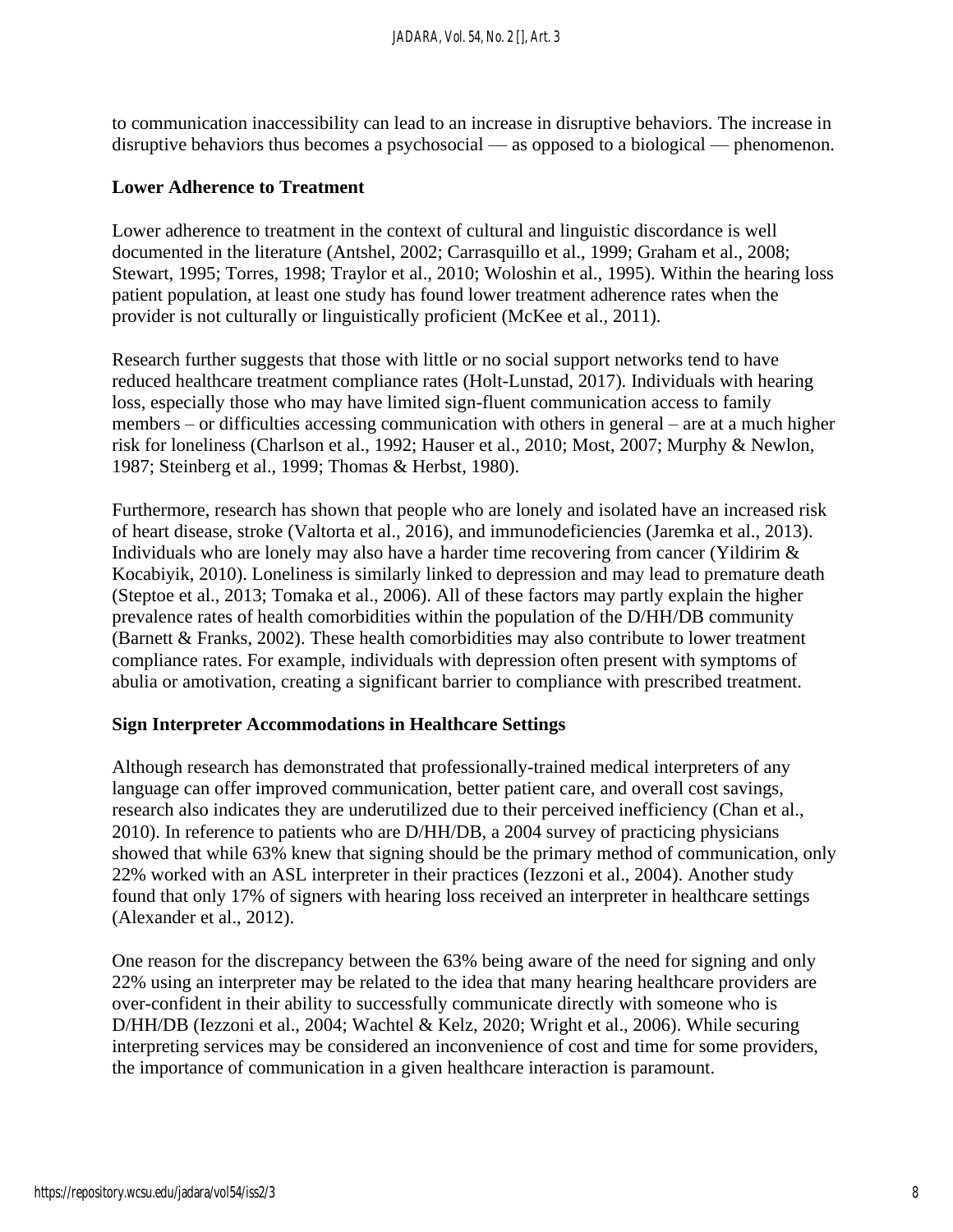to communication inaccessibility can lead to an increase in disruptive behaviors. The increase in disruptive behaviors thus becomes a psychosocial — as opposed to a biological — phenomenon.

**Lower Adherence to Treatment**

Lower adherence to treatment in the context of cultural and linguistic discordance is well documented in the literature (Antshel, 2002; Carrasquillo et al., 1999; Graham et al., 2008; Stewart, 1995; Torres, 1998; Traylor et al., 2010; Woloshin et al., 1995). Within the hearing loss patient population, at least one study has found lower treatment adherence rates when the provider is not culturally or linguistically proficient (McKee et al., 2011).

Research further suggests that those with little or no social support networks tend to have reduced healthcare treatment compliance rates (Holt-Lunstad, 2017). Individuals with hearing loss, especially those who may have limited sign-fluent communication access to family members – or difficulties accessing communication with others in general – are at a much higher risk for loneliness (Charlson et al., 1992; Hauser et al., 2010; Most, 2007; Murphy & Newlon, 1987; Steinberg et al., 1999; Thomas & Herbst, 1980).

Furthermore, research has shown that people who are lonely and isolated have an increased risk of heart disease, stroke (Valtorta et al., 2016), and immunodeficiencies (Jaremka et al., 2013). Individuals who are lonely may also have a harder time recovering from cancer (Yildirim & Kocabiyik, 2010). Loneliness is similarly linked to depression and may lead to premature death (Steptoe et al., 2013; Tomaka et al., 2006). All of these factors may partly explain the higher prevalence rates of health comorbidities within the population of the D/HH/DB community (Barnett & Franks, 2002). These health comorbidities may also contribute to lower treatment compliance rates. For example, individuals with depression often present with symptoms of abulia or amotivation, creating a significant barrier to compliance with prescribed treatment.

**Sign Interpreter Accommodations in Healthcare Settings**

Although research has demonstrated that professionally-trained medical interpreters of any language can offer improved communication, better patient care, and overall cost savings, research also indicates they are underutilized due to their perceived inefficiency (Chan et al., 2010). In reference to patients who are D/HH/DB, a 2004 survey of practicing physicians showed that while 63% knew that signing should be the primary method of communication, only 22% worked with an ASL interpreter in their practices (Iezzoni et al., 2004). Another study found that only 17% of signers with hearing loss received an interpreter in healthcare settings (Alexander et al., 2012).

One reason for the discrepancy between the 63% being aware of the need for signing and only 22% using an interpreter may be related to the idea that many hearing healthcare providers are over-confident in their ability to successfully communicate directly with someone who is D/HH/DB (Iezzoni et al., 2004; Wachtel & Kelz, 2020; Wright et al., 2006). While securing interpreting services may be considered an inconvenience of cost and time for some providers, the importance of communication in a given healthcare interaction is paramount.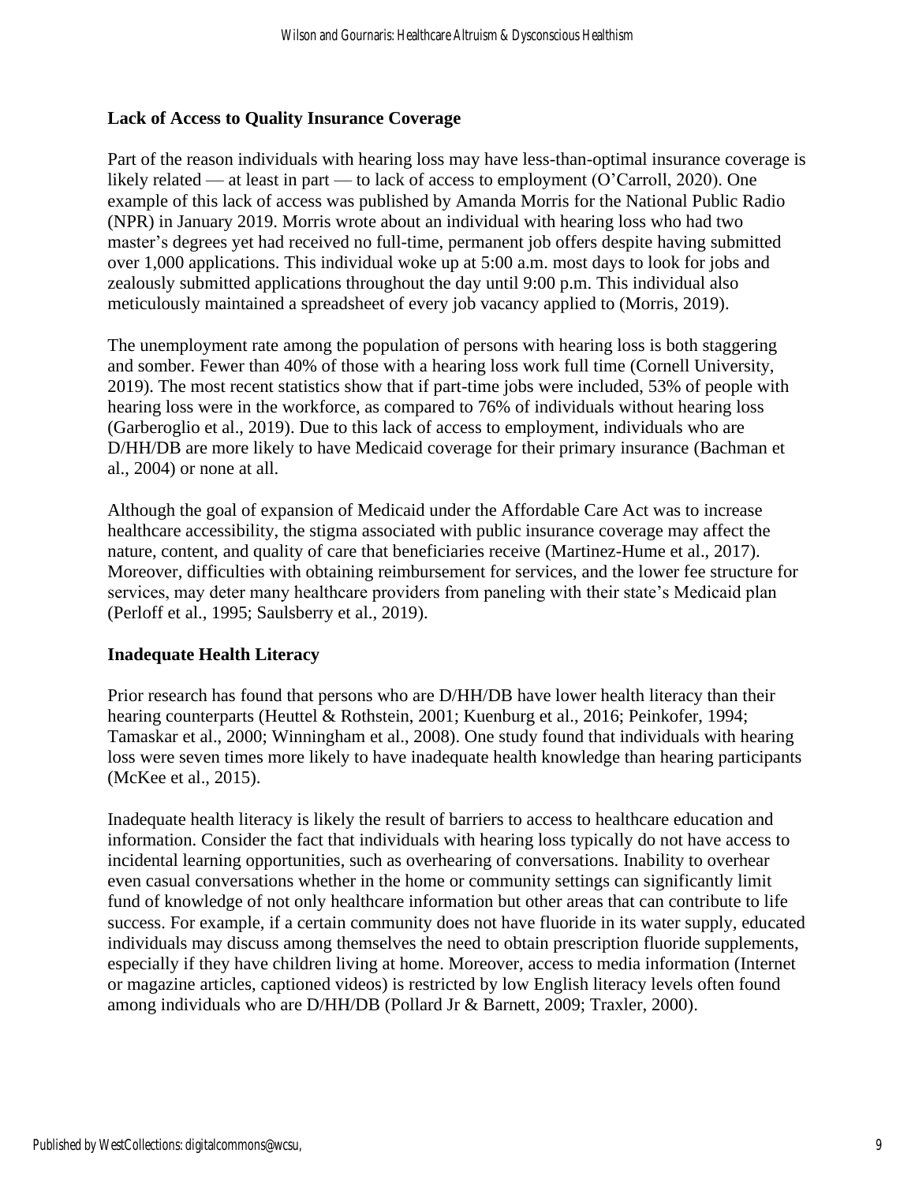### Lack of Access to Quality Insurance Coverage

Part of the reason individuals with hearing loss may have less-than-optimal insurance coverage is likely related — at least in part — to lack of access to employment (O'Carroll, 2020). One example of this lack of access was published by Amanda Morris for the National Public Radio (NPR) in January 2019. Morris wrote about an individual with hearing loss who had two master's degrees yet had received no full-time, permanent job offers despite having submitted over 1,000 applications. This individual woke up at 5:00 a.m. most days to look for jobs and zealously submitted applications throughout the day until 9:00 p.m. This individual also meticulously maintained a spreadsheet of every job vacancy applied to (Morris, 2019).

The unemployment rate among the population of persons with hearing loss is both staggering and somber. Fewer than 40% of those with a hearing loss work full time (Cornell University, 2019). The most recent statistics show that if part-time jobs were included, 53% of people with hearing loss were in the workforce, as compared to 76% of individuals without hearing loss (Garberoglio et al., 2019). Due to this lack of access to employment, individuals who are D/HH/DB are more likely to have Medicaid coverage for their primary insurance (Bachman et al., 2004) or none at all.

Although the goal of expansion of Medicaid under the Affordable Care Act was to increase healthcare accessibility, the stigma associated with public insurance coverage may affect the nature, content, and quality of care that beneficiaries receive (Martinez-Hume et al., 2017). Moreover, difficulties with obtaining reimbursement for services, and the lower fee structure for services, may deter many healthcare providers from paneling with their state's Medicaid plan (Perloff et al., 1995; Saulsberry et al., 2019).

### Inadequate Health Literacy

Prior research has found that persons who are D/HH/DB have lower health literacy than their hearing counterparts (Heuttel & Rothstein, 2001; Kuenburg et al., 2016; Peinkofer, 1994; Tamaskar et al., 2000; Winningham et al., 2008). One study found that individuals with hearing loss were seven times more likely to have inadequate health knowledge than hearing participants (McKee et al., 2015).

Inadequate health literacy is likely the result of barriers to access to healthcare education and information. Consider the fact that individuals with hearing loss typically do not have access to incidental learning opportunities, such as overhearing of conversations. Inability to overhear even casual conversations whether in the home or community settings can significantly limit fund of knowledge of not only healthcare information but other areas that can contribute to life success. For example, if a certain community does not have fluoride in its water supply, educated individuals may discuss among themselves the need to obtain prescription fluoride supplements, especially if they have children living at home. Moreover, access to media information (Internet or magazine articles, captioned videos) is restricted by low English literacy levels often found among individuals who are D/HH/DB (Pollard Jr & Barnett, 2009; Traxler, 2000).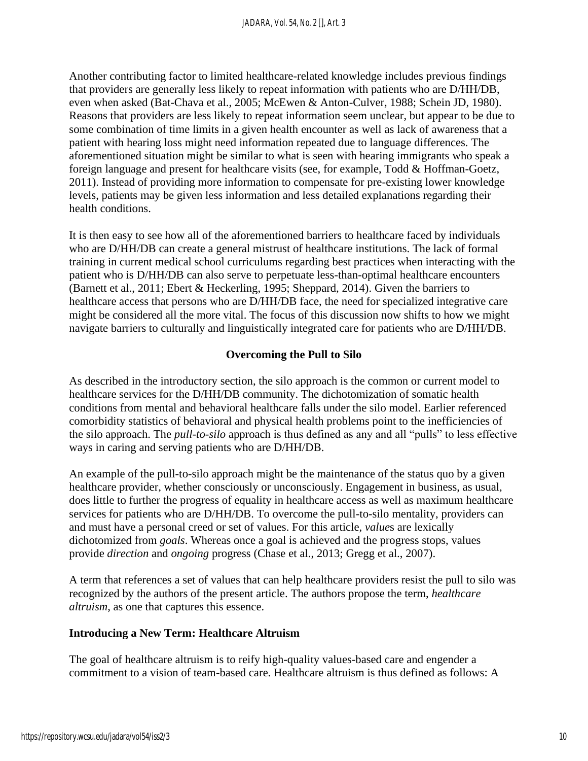Another contributing factor to limited healthcare-related knowledge includes previous findings that providers are generally less likely to repeat information with patients who are D/HH/DB, even when asked (Bat-Chava et al., 2005; McEwen & Anton-Culver, 1988; Schein JD, 1980). Reasons that providers are less likely to repeat information seem unclear, but appear to be due to some combination of time limits in a given health encounter as well as lack of awareness that a patient with hearing loss might need information repeated due to language differences. The aforementioned situation might be similar to what is seen with hearing immigrants who speak a foreign language and present for healthcare visits (see, for example, Todd & Hoffman-Goetz, 2011). Instead of providing more information to compensate for pre-existing lower knowledge levels, patients may be given less information and less detailed explanations regarding their health conditions.

It is then easy to see how all of the aforementioned barriers to healthcare faced by individuals who are D/HH/DB can create a general mistrust of healthcare institutions. The lack of formal training in current medical school curriculums regarding best practices when interacting with the patient who is D/HH/DB can also serve to perpetuate less-than-optimal healthcare encounters (Barnett et al., 2011; Ebert & Heckerling, 1995; Sheppard, 2014). Given the barriers to healthcare access that persons who are D/HH/DB face, the need for specialized integrative care might be considered all the more vital. The focus of this discussion now shifts to how we might navigate barriers to culturally and linguistically integrated care for patients who are D/HH/DB.

## Overcoming the Pull to Silo

As described in the introductory section, the silo approach is the common or current model to healthcare services for the D/HH/DB community. The dichotomization of somatic health conditions from mental and behavioral healthcare falls under the silo model. Earlier referenced comorbidity statistics of behavioral and physical health problems point to the inefficiencies of the silo approach. The *pull-to-silo* approach is thus defined as any and all "pulls" to less effective ways in caring and serving patients who are D/HH/DB.

An example of the pull-to-silo approach might be the maintenance of the status quo by a given healthcare provider, whether consciously or unconsciously. Engagement in business, as usual, does little to further the progress of equality in healthcare access as well as maximum healthcare services for patients who are D/HH/DB. To overcome the pull-to-silo mentality, providers can and must have a personal creed or set of values. For this article, *value*s are lexically dichotomized from *goals*. Whereas once a goal is achieved and the progress stops, values provide *direction* and *ongoing* progress (Chase et al., 2013; Gregg et al., 2007).

A term that references a set of values that can help healthcare providers resist the pull to silo was recognized by the authors of the present article. The authors propose the term, *healthcare altruism*, as one that captures this essence.

### Introducing a New Term: Healthcare Altruism

The goal of healthcare altruism is to reify high-quality values-based care and engender a commitment to a vision of team-based care. Healthcare altruism is thus defined as follows: A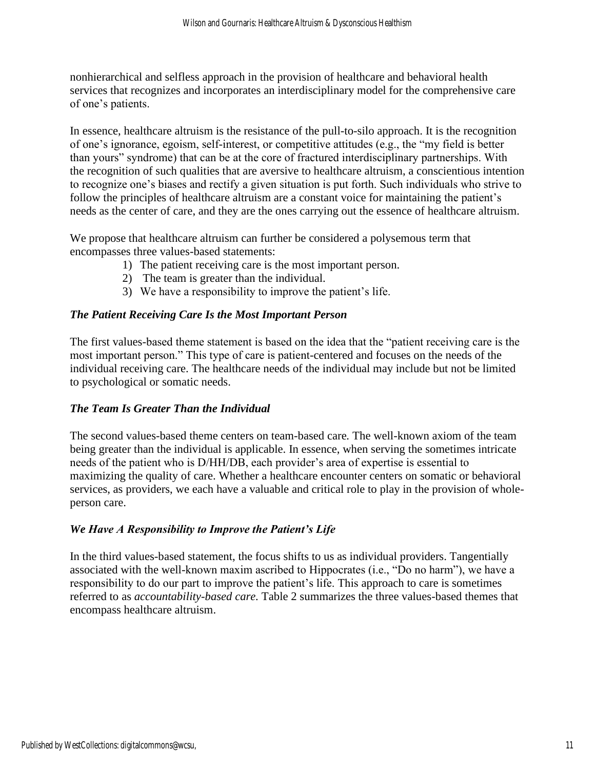nonhierarchical and selfless approach in the provision of healthcare and behavioral health services that recognizes and incorporates an interdisciplinary model for the comprehensive care of one's patients.

In essence, healthcare altruism is the resistance of the pull-to-silo approach. It is the recognition of one's ignorance, egoism, self-interest, or competitive attitudes (e.g., the "my field is better than yours" syndrome) that can be at the core of fractured interdisciplinary partnerships. With the recognition of such qualities that are aversive to healthcare altruism, a conscientious intention to recognize one's biases and rectify a given situation is put forth. Such individuals who strive to follow the principles of healthcare altruism are a constant voice for maintaining the patient's needs as the center of care, and they are the ones carrying out the essence of healthcare altruism.

We propose that healthcare altruism can further be considered a polysemous term that encompasses three values-based statements:

1) The patient receiving care is the most important person.
2) The team is greater than the individual.
3) We have a responsibility to improve the patient's life.

### *The Patient Receiving Care Is the Most Important Person*

The first values-based theme statement is based on the idea that the "patient receiving care is the most important person." This type of care is patient-centered and focuses on the needs of the individual receiving care. The healthcare needs of the individual may include but not be limited to psychological or somatic needs.

### *The Team Is Greater Than the Individual*

The second values-based theme centers on team-based care. The well-known axiom of the team being greater than the individual is applicable. In essence, when serving the sometimes intricate needs of the patient who is D/HH/DB, each provider's area of expertise is essential to maximizing the quality of care. Whether a healthcare encounter centers on somatic or behavioral services, as providers, we each have a valuable and critical role to play in the provision of whole-person care.

### *We Have A Responsibility to Improve the Patient's Life*

In the third values-based statement, the focus shifts to us as individual providers. Tangentially associated with the well-known maxim ascribed to Hippocrates (i.e., "Do no harm"), we have a responsibility to do our part to improve the patient's life. This approach to care is sometimes referred to as *accountability-based care*. Table 2 summarizes the three values-based themes that encompass healthcare altruism.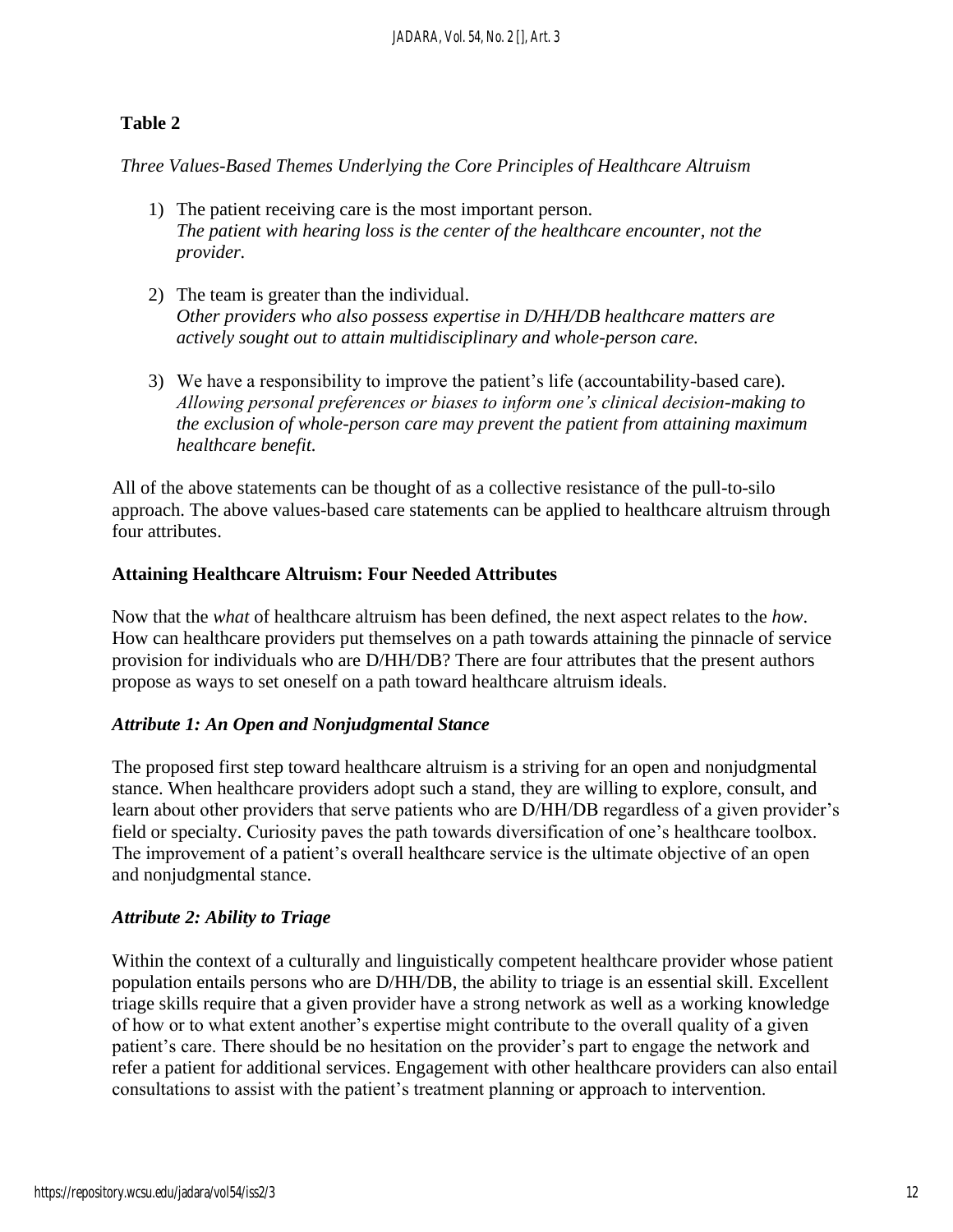**Table 2**

*Three Values-Based Themes Underlying the Core Principles of Healthcare Altruism*

1) The patient receiving care is the most important person.
   *The patient with hearing loss is the center of the healthcare encounter, not the provider.*

2) The team is greater than the individual.
   *Other providers who also possess expertise in D/HH/DB healthcare matters are actively sought out to attain multidisciplinary and whole-person care.*

3) We have a responsibility to improve the patient's life (accountability-based care).
   *Allowing personal preferences or biases to inform one's clinical decision-making to the exclusion of whole-person care may prevent the patient from attaining maximum healthcare benefit.*

All of the above statements can be thought of as a collective resistance of the pull-to-silo approach. The above values-based care statements can be applied to healthcare altruism through four attributes.

### Attaining Healthcare Altruism: Four Needed Attributes

Now that the *what* of healthcare altruism has been defined, the next aspect relates to the *how*. How can healthcare providers put themselves on a path towards attaining the pinnacle of service provision for individuals who are D/HH/DB? There are four attributes that the present authors propose as ways to set oneself on a path toward healthcare altruism ideals.

#### *Attribute 1: An Open and Nonjudgmental Stance*

The proposed first step toward healthcare altruism is a striving for an open and nonjudgmental stance. When healthcare providers adopt such a stand, they are willing to explore, consult, and learn about other providers that serve patients who are D/HH/DB regardless of a given provider's field or specialty. Curiosity paves the path towards diversification of one's healthcare toolbox. The improvement of a patient's overall healthcare service is the ultimate objective of an open and nonjudgmental stance.

#### *Attribute 2: Ability to Triage*

Within the context of a culturally and linguistically competent healthcare provider whose patient population entails persons who are D/HH/DB, the ability to triage is an essential skill. Excellent triage skills require that a given provider have a strong network as well as a working knowledge of how or to what extent another's expertise might contribute to the overall quality of a given patient's care. There should be no hesitation on the provider's part to engage the network and refer a patient for additional services. Engagement with other healthcare providers can also entail consultations to assist with the patient's treatment planning or approach to intervention.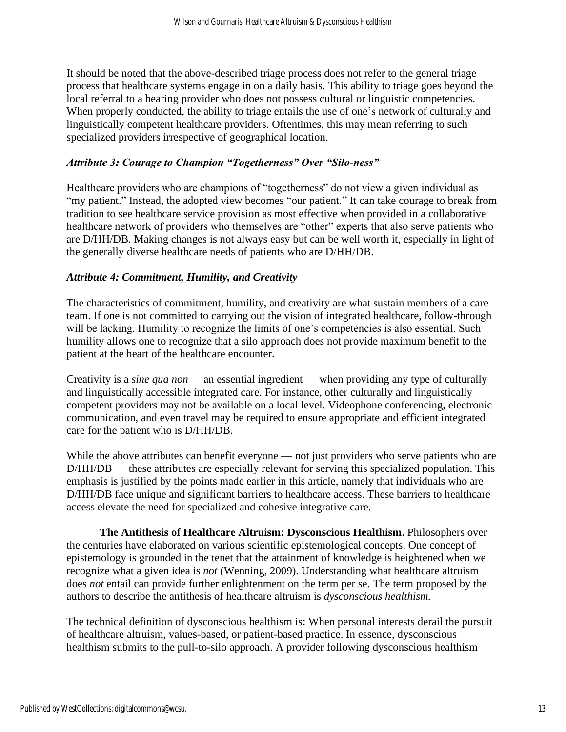It should be noted that the above-described triage process does not refer to the general triage process that healthcare systems engage in on a daily basis. This ability to triage goes beyond the local referral to a hearing provider who does not possess cultural or linguistic competencies. When properly conducted, the ability to triage entails the use of one's network of culturally and linguistically competent healthcare providers. Oftentimes, this may mean referring to such specialized providers irrespective of geographical location.

### *Attribute 3: Courage to Champion "Togetherness" Over "Silo-ness"*

Healthcare providers who are champions of "togetherness" do not view a given individual as "my patient." Instead, the adopted view becomes "our patient." It can take courage to break from tradition to see healthcare service provision as most effective when provided in a collaborative healthcare network of providers who themselves are "other" experts that also serve patients who are D/HH/DB. Making changes is not always easy but can be well worth it, especially in light of the generally diverse healthcare needs of patients who are D/HH/DB.

### *Attribute 4: Commitment, Humility, and Creativity*

The characteristics of commitment, humility, and creativity are what sustain members of a care team. If one is not committed to carrying out the vision of integrated healthcare, follow-through will be lacking. Humility to recognize the limits of one's competencies is also essential. Such humility allows one to recognize that a silo approach does not provide maximum benefit to the patient at the heart of the healthcare encounter.

Creativity is a *sine qua non* — an essential ingredient — when providing any type of culturally and linguistically accessible integrated care. For instance, other culturally and linguistically competent providers may not be available on a local level. Videophone conferencing, electronic communication, and even travel may be required to ensure appropriate and efficient integrated care for the patient who is D/HH/DB.

While the above attributes can benefit everyone — not just providers who serve patients who are D/HH/DB — these attributes are especially relevant for serving this specialized population. This emphasis is justified by the points made earlier in this article, namely that individuals who are D/HH/DB face unique and significant barriers to healthcare access. These barriers to healthcare access elevate the need for specialized and cohesive integrative care.

**The Antithesis of Healthcare Altruism: Dysconscious Healthism.** Philosophers over the centuries have elaborated on various scientific epistemological concepts. One concept of epistemology is grounded in the tenet that the attainment of knowledge is heightened when we recognize what a given idea is *not* (Wenning, 2009). Understanding what healthcare altruism does *not* entail can provide further enlightenment on the term per se. The term proposed by the authors to describe the antithesis of healthcare altruism is *dysconscious healthism.*

The technical definition of dysconscious healthism is: When personal interests derail the pursuit of healthcare altruism, values-based, or patient-based practice. In essence, dysconscious healthism submits to the pull-to-silo approach. A provider following dysconscious healthism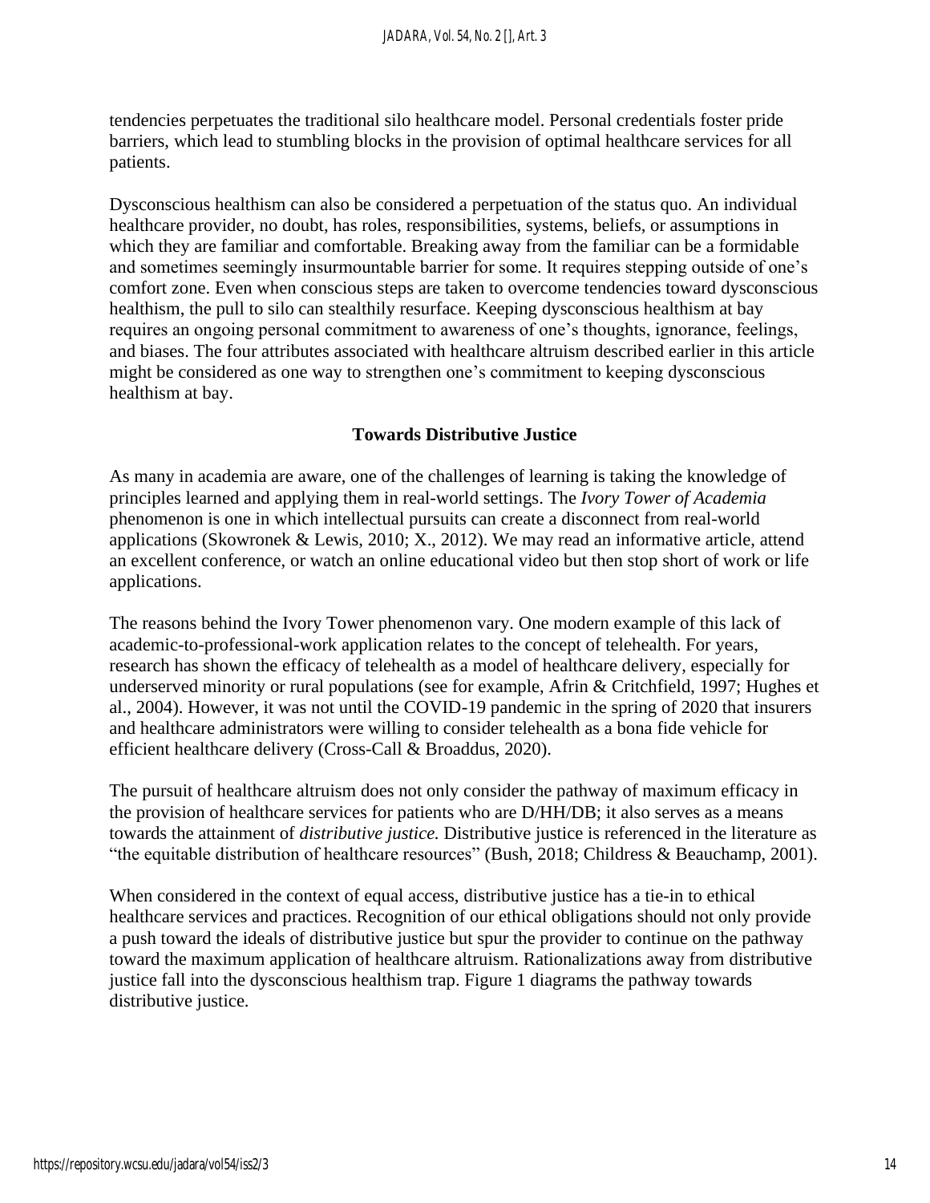tendencies perpetuates the traditional silo healthcare model. Personal credentials foster pride barriers, which lead to stumbling blocks in the provision of optimal healthcare services for all patients.

Dysconscious healthism can also be considered a perpetuation of the status quo. An individual healthcare provider, no doubt, has roles, responsibilities, systems, beliefs, or assumptions in which they are familiar and comfortable. Breaking away from the familiar can be a formidable and sometimes seemingly insurmountable barrier for some. It requires stepping outside of one's comfort zone. Even when conscious steps are taken to overcome tendencies toward dysconscious healthism, the pull to silo can stealthily resurface. Keeping dysconscious healthism at bay requires an ongoing personal commitment to awareness of one's thoughts, ignorance, feelings, and biases. The four attributes associated with healthcare altruism described earlier in this article might be considered as one way to strengthen one's commitment to keeping dysconscious healthism at bay.

## Towards Distributive Justice

As many in academia are aware, one of the challenges of learning is taking the knowledge of principles learned and applying them in real-world settings. The *Ivory Tower of Academia* phenomenon is one in which intellectual pursuits can create a disconnect from real-world applications (Skowronek & Lewis, 2010; X., 2012). We may read an informative article, attend an excellent conference, or watch an online educational video but then stop short of work or life applications.

The reasons behind the Ivory Tower phenomenon vary. One modern example of this lack of academic-to-professional-work application relates to the concept of telehealth. For years, research has shown the efficacy of telehealth as a model of healthcare delivery, especially for underserved minority or rural populations (see for example, Afrin & Critchfield, 1997; Hughes et al., 2004). However, it was not until the COVID-19 pandemic in the spring of 2020 that insurers and healthcare administrators were willing to consider telehealth as a bona fide vehicle for efficient healthcare delivery (Cross-Call & Broaddus, 2020).

The pursuit of healthcare altruism does not only consider the pathway of maximum efficacy in the provision of healthcare services for patients who are D/HH/DB; it also serves as a means towards the attainment of *distributive justice.* Distributive justice is referenced in the literature as "the equitable distribution of healthcare resources" (Bush, 2018; Childress & Beauchamp, 2001).

When considered in the context of equal access, distributive justice has a tie-in to ethical healthcare services and practices. Recognition of our ethical obligations should not only provide a push toward the ideals of distributive justice but spur the provider to continue on the pathway toward the maximum application of healthcare altruism. Rationalizations away from distributive justice fall into the dysconscious healthism trap. Figure 1 diagrams the pathway towards distributive justice.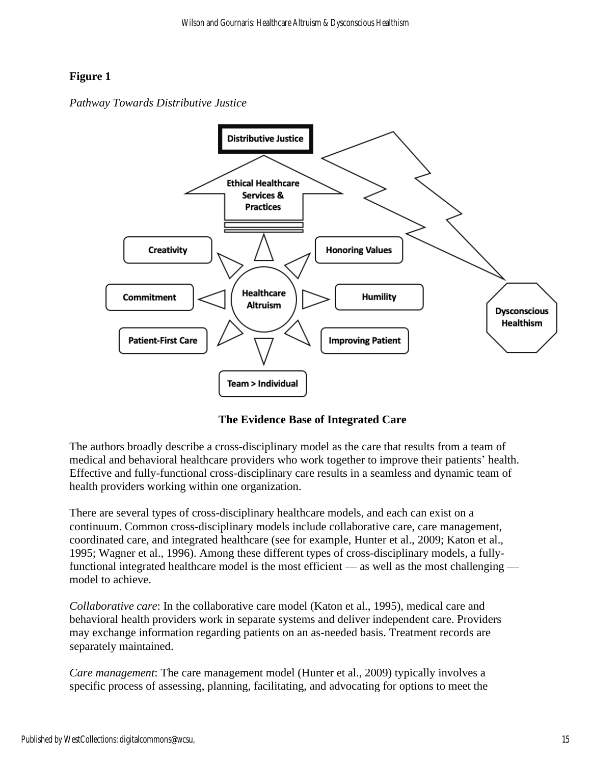**Figure 1**

*Pathway Towards Distributive Justice*

Distributive Justice

Ethical Healthcare Services & Practices

Healthcare Altruism

Creativity

Honoring Values

Commitment

Humility

Patient-First Care

Improving Patient

Team > Individual

Dysconscious Healthism

## The Evidence Base of Integrated Care

The authors broadly describe a cross-disciplinary model as the care that results from a team of medical and behavioral healthcare providers who work together to improve their patients' health. Effective and fully-functional cross-disciplinary care results in a seamless and dynamic team of health providers working within one organization.

There are several types of cross-disciplinary healthcare models, and each can exist on a continuum. Common cross-disciplinary models include collaborative care, care management, coordinated care, and integrated healthcare (see for example, Hunter et al., 2009; Katon et al., 1995; Wagner et al., 1996). Among these different types of cross-disciplinary models, a fully-functional integrated healthcare model is the most efficient — as well as the most challenging — model to achieve.

*Collaborative care*: In the collaborative care model (Katon et al., 1995), medical care and behavioral health providers work in separate systems and deliver independent care. Providers may exchange information regarding patients on an as-needed basis. Treatment records are separately maintained.

*Care management*: The care management model (Hunter et al., 2009) typically involves a specific process of assessing, planning, facilitating, and advocating for options to meet the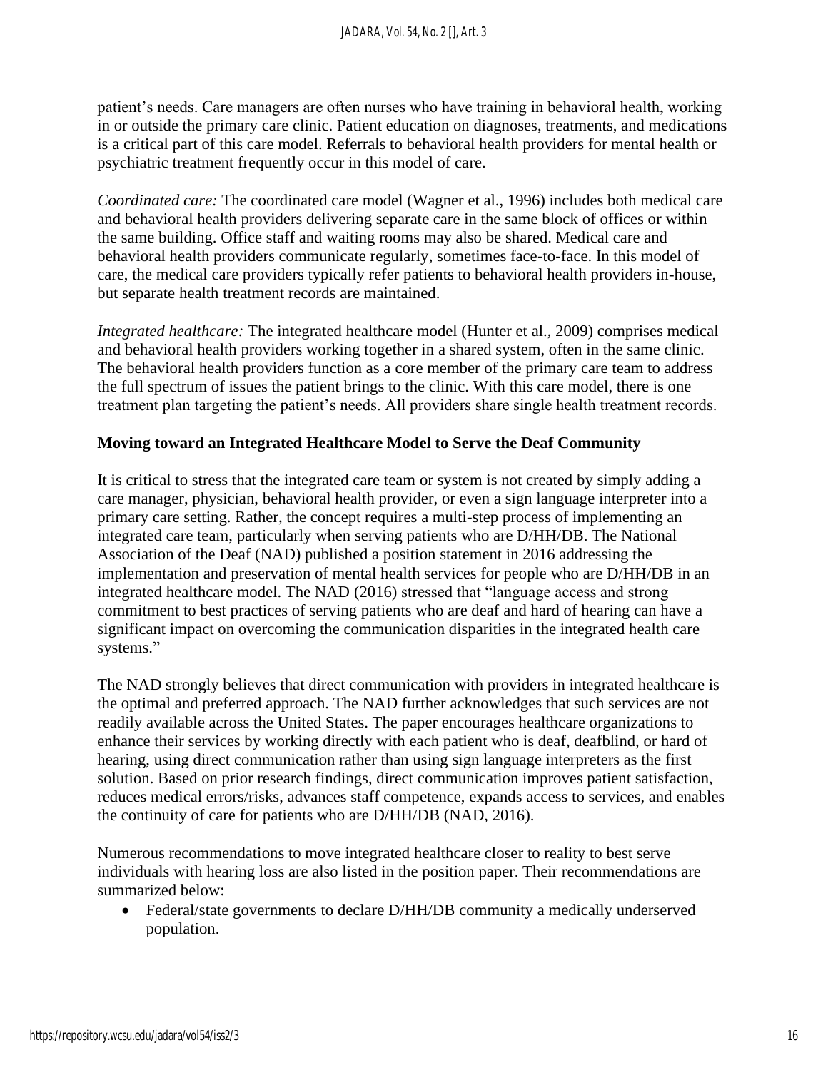patient's needs. Care managers are often nurses who have training in behavioral health, working in or outside the primary care clinic. Patient education on diagnoses, treatments, and medications is a critical part of this care model. Referrals to behavioral health providers for mental health or psychiatric treatment frequently occur in this model of care.

*Coordinated care:* The coordinated care model (Wagner et al., 1996) includes both medical care and behavioral health providers delivering separate care in the same block of offices or within the same building. Office staff and waiting rooms may also be shared. Medical care and behavioral health providers communicate regularly, sometimes face-to-face. In this model of care, the medical care providers typically refer patients to behavioral health providers in-house, but separate health treatment records are maintained.

*Integrated healthcare:* The integrated healthcare model (Hunter et al., 2009) comprises medical and behavioral health providers working together in a shared system, often in the same clinic. The behavioral health providers function as a core member of the primary care team to address the full spectrum of issues the patient brings to the clinic. With this care model, there is one treatment plan targeting the patient's needs. All providers share single health treatment records.

**Moving toward an Integrated Healthcare Model to Serve the Deaf Community**

It is critical to stress that the integrated care team or system is not created by simply adding a care manager, physician, behavioral health provider, or even a sign language interpreter into a primary care setting. Rather, the concept requires a multi-step process of implementing an integrated care team, particularly when serving patients who are D/HH/DB. The National Association of the Deaf (NAD) published a position statement in 2016 addressing the implementation and preservation of mental health services for people who are D/HH/DB in an integrated healthcare model. The NAD (2016) stressed that "language access and strong commitment to best practices of serving patients who are deaf and hard of hearing can have a significant impact on overcoming the communication disparities in the integrated health care systems."

The NAD strongly believes that direct communication with providers in integrated healthcare is the optimal and preferred approach. The NAD further acknowledges that such services are not readily available across the United States. The paper encourages healthcare organizations to enhance their services by working directly with each patient who is deaf, deafblind, or hard of hearing, using direct communication rather than using sign language interpreters as the first solution. Based on prior research findings, direct communication improves patient satisfaction, reduces medical errors/risks, advances staff competence, expands access to services, and enables the continuity of care for patients who are D/HH/DB (NAD, 2016).

Numerous recommendations to move integrated healthcare closer to reality to best serve individuals with hearing loss are also listed in the position paper. Their recommendations are summarized below:

- Federal/state governments to declare D/HH/DB community a medically underserved population.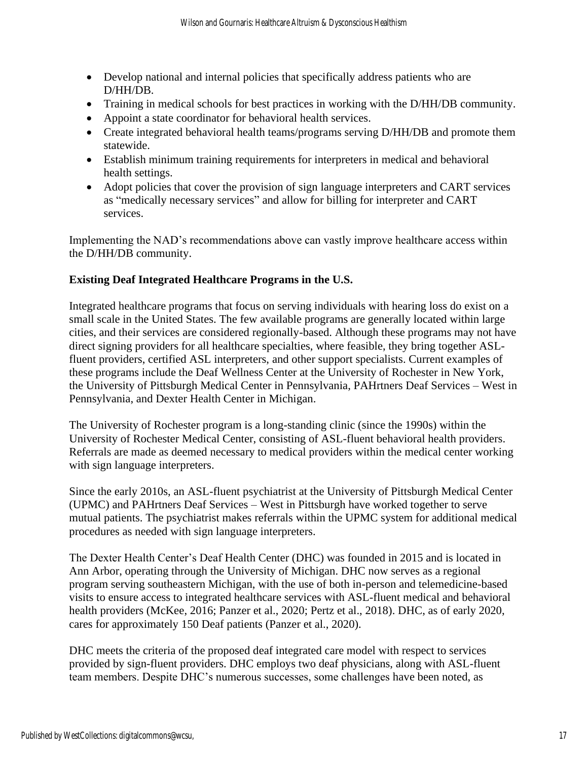- Develop national and internal policies that specifically address patients who are D/HH/DB.
- Training in medical schools for best practices in working with the D/HH/DB community.
- Appoint a state coordinator for behavioral health services.
- Create integrated behavioral health teams/programs serving D/HH/DB and promote them statewide.
- Establish minimum training requirements for interpreters in medical and behavioral health settings.
- Adopt policies that cover the provision of sign language interpreters and CART services as "medically necessary services" and allow for billing for interpreter and CART services.

Implementing the NAD's recommendations above can vastly improve healthcare access within the D/HH/DB community.

**Existing Deaf Integrated Healthcare Programs in the U.S.**

Integrated healthcare programs that focus on serving individuals with hearing loss do exist on a small scale in the United States. The few available programs are generally located within large cities, and their services are considered regionally-based. Although these programs may not have direct signing providers for all healthcare specialties, where feasible, they bring together ASL-fluent providers, certified ASL interpreters, and other support specialists. Current examples of these programs include the Deaf Wellness Center at the University of Rochester in New York, the University of Pittsburgh Medical Center in Pennsylvania, PAHrtners Deaf Services – West in Pennsylvania, and Dexter Health Center in Michigan.

The University of Rochester program is a long-standing clinic (since the 1990s) within the University of Rochester Medical Center, consisting of ASL-fluent behavioral health providers. Referrals are made as deemed necessary to medical providers within the medical center working with sign language interpreters.

Since the early 2010s, an ASL-fluent psychiatrist at the University of Pittsburgh Medical Center (UPMC) and PAHrtners Deaf Services – West in Pittsburgh have worked together to serve mutual patients. The psychiatrist makes referrals within the UPMC system for additional medical procedures as needed with sign language interpreters.

The Dexter Health Center's Deaf Health Center (DHC) was founded in 2015 and is located in Ann Arbor, operating through the University of Michigan. DHC now serves as a regional program serving southeastern Michigan, with the use of both in-person and telemedicine-based visits to ensure access to integrated healthcare services with ASL-fluent medical and behavioral health providers (McKee, 2016; Panzer et al., 2020; Pertz et al., 2018). DHC, as of early 2020, cares for approximately 150 Deaf patients (Panzer et al., 2020).

DHC meets the criteria of the proposed deaf integrated care model with respect to services provided by sign-fluent providers. DHC employs two deaf physicians, along with ASL-fluent team members. Despite DHC's numerous successes, some challenges have been noted, as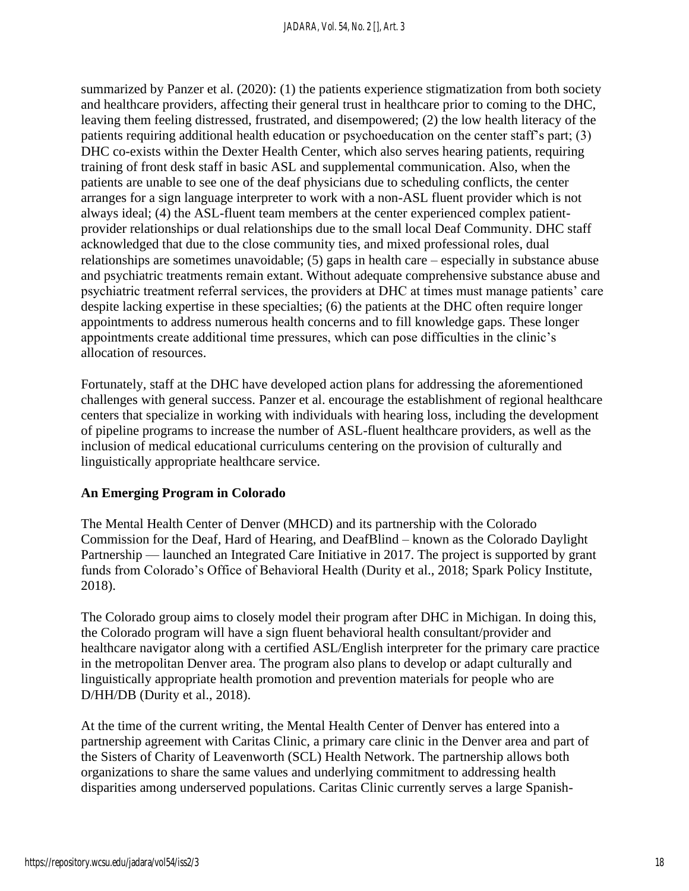summarized by Panzer et al. (2020): (1) the patients experience stigmatization from both society and healthcare providers, affecting their general trust in healthcare prior to coming to the DHC, leaving them feeling distressed, frustrated, and disempowered; (2) the low health literacy of the patients requiring additional health education or psychoeducation on the center staff's part; (3) DHC co-exists within the Dexter Health Center, which also serves hearing patients, requiring training of front desk staff in basic ASL and supplemental communication. Also, when the patients are unable to see one of the deaf physicians due to scheduling conflicts, the center arranges for a sign language interpreter to work with a non-ASL fluent provider which is not always ideal; (4) the ASL-fluent team members at the center experienced complex patient-provider relationships or dual relationships due to the small local Deaf Community. DHC staff acknowledged that due to the close community ties, and mixed professional roles, dual relationships are sometimes unavoidable; (5) gaps in health care – especially in substance abuse and psychiatric treatments remain extant. Without adequate comprehensive substance abuse and psychiatric treatment referral services, the providers at DHC at times must manage patients' care despite lacking expertise in these specialties; (6) the patients at the DHC often require longer appointments to address numerous health concerns and to fill knowledge gaps. These longer appointments create additional time pressures, which can pose difficulties in the clinic's allocation of resources.

Fortunately, staff at the DHC have developed action plans for addressing the aforementioned challenges with general success. Panzer et al. encourage the establishment of regional healthcare centers that specialize in working with individuals with hearing loss, including the development of pipeline programs to increase the number of ASL-fluent healthcare providers, as well as the inclusion of medical educational curriculums centering on the provision of culturally and linguistically appropriate healthcare service.

## An Emerging Program in Colorado

The Mental Health Center of Denver (MHCD) and its partnership with the Colorado Commission for the Deaf, Hard of Hearing, and DeafBlind – known as the Colorado Daylight Partnership — launched an Integrated Care Initiative in 2017. The project is supported by grant funds from Colorado's Office of Behavioral Health (Durity et al., 2018; Spark Policy Institute, 2018).

The Colorado group aims to closely model their program after DHC in Michigan. In doing this, the Colorado program will have a sign fluent behavioral health consultant/provider and healthcare navigator along with a certified ASL/English interpreter for the primary care practice in the metropolitan Denver area. The program also plans to develop or adapt culturally and linguistically appropriate health promotion and prevention materials for people who are D/HH/DB (Durity et al., 2018).

At the time of the current writing, the Mental Health Center of Denver has entered into a partnership agreement with Caritas Clinic, a primary care clinic in the Denver area and part of the Sisters of Charity of Leavenworth (SCL) Health Network. The partnership allows both organizations to share the same values and underlying commitment to addressing health disparities among underserved populations. Caritas Clinic currently serves a large Spanish-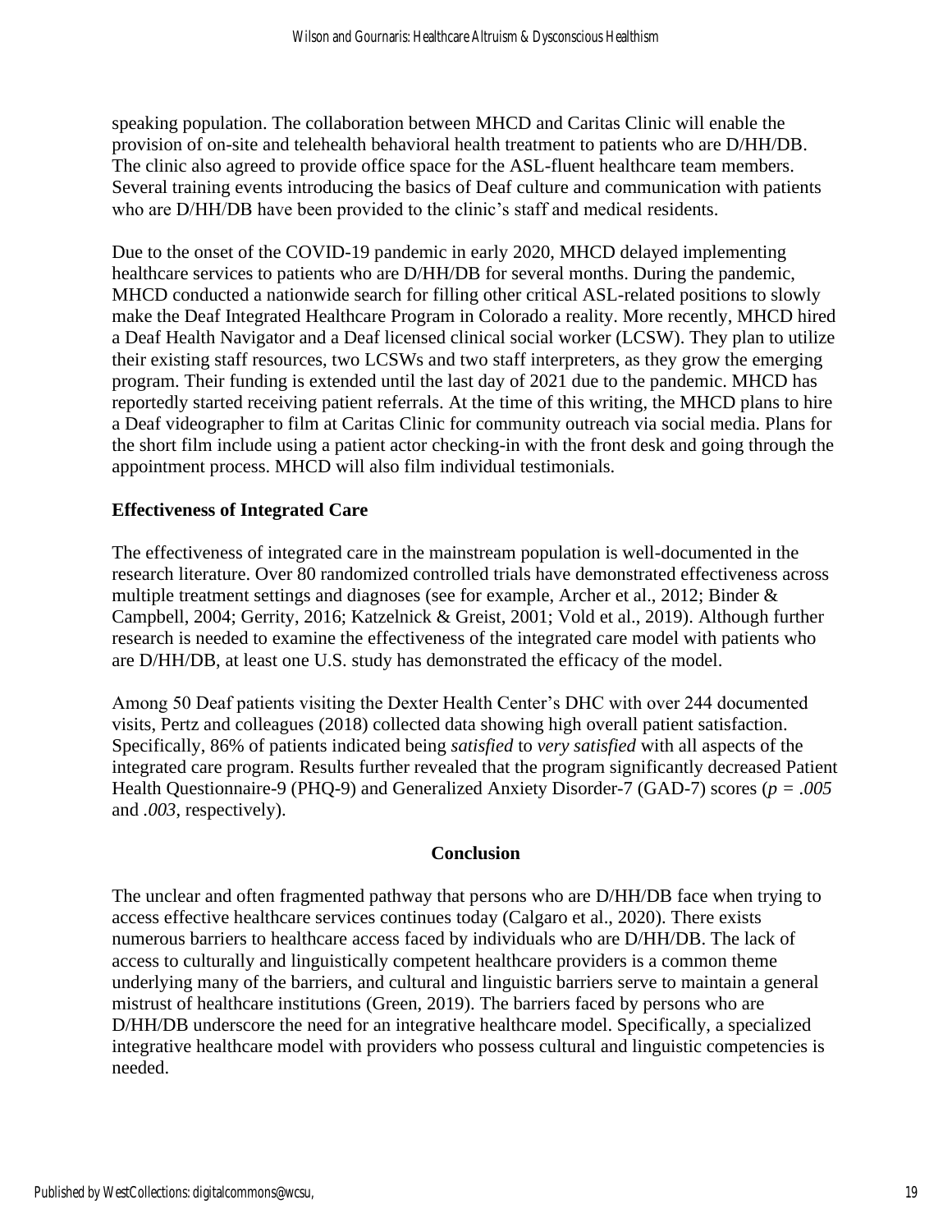speaking population. The collaboration between MHCD and Caritas Clinic will enable the provision of on-site and telehealth behavioral health treatment to patients who are D/HH/DB. The clinic also agreed to provide office space for the ASL-fluent healthcare team members. Several training events introducing the basics of Deaf culture and communication with patients who are D/HH/DB have been provided to the clinic's staff and medical residents.

Due to the onset of the COVID-19 pandemic in early 2020, MHCD delayed implementing healthcare services to patients who are D/HH/DB for several months. During the pandemic, MHCD conducted a nationwide search for filling other critical ASL-related positions to slowly make the Deaf Integrated Healthcare Program in Colorado a reality. More recently, MHCD hired a Deaf Health Navigator and a Deaf licensed clinical social worker (LCSW). They plan to utilize their existing staff resources, two LCSWs and two staff interpreters, as they grow the emerging program. Their funding is extended until the last day of 2021 due to the pandemic. MHCD has reportedly started receiving patient referrals. At the time of this writing, the MHCD plans to hire a Deaf videographer to film at Caritas Clinic for community outreach via social media. Plans for the short film include using a patient actor checking-in with the front desk and going through the appointment process. MHCD will also film individual testimonials.

**Effectiveness of Integrated Care**

The effectiveness of integrated care in the mainstream population is well-documented in the research literature. Over 80 randomized controlled trials have demonstrated effectiveness across multiple treatment settings and diagnoses (see for example, Archer et al., 2012; Binder & Campbell, 2004; Gerrity, 2016; Katzelnick & Greist, 2001; Vold et al., 2019). Although further research is needed to examine the effectiveness of the integrated care model with patients who are D/HH/DB, at least one U.S. study has demonstrated the efficacy of the model.

Among 50 Deaf patients visiting the Dexter Health Center's DHC with over 244 documented visits, Pertz and colleagues (2018) collected data showing high overall patient satisfaction. Specifically, 86% of patients indicated being *satisfied* to *very satisfied* with all aspects of the integrated care program. Results further revealed that the program significantly decreased Patient Health Questionnaire-9 (PHQ-9) and Generalized Anxiety Disorder-7 (GAD-7) scores ($p = .005$ and $.003$, respectively).

## Conclusion

The unclear and often fragmented pathway that persons who are D/HH/DB face when trying to access effective healthcare services continues today (Calgaro et al., 2020). There exists numerous barriers to healthcare access faced by individuals who are D/HH/DB. The lack of access to culturally and linguistically competent healthcare providers is a common theme underlying many of the barriers, and cultural and linguistic barriers serve to maintain a general mistrust of healthcare institutions (Green, 2019). The barriers faced by persons who are D/HH/DB underscore the need for an integrative healthcare model. Specifically, a specialized integrative healthcare model with providers who possess cultural and linguistic competencies is needed.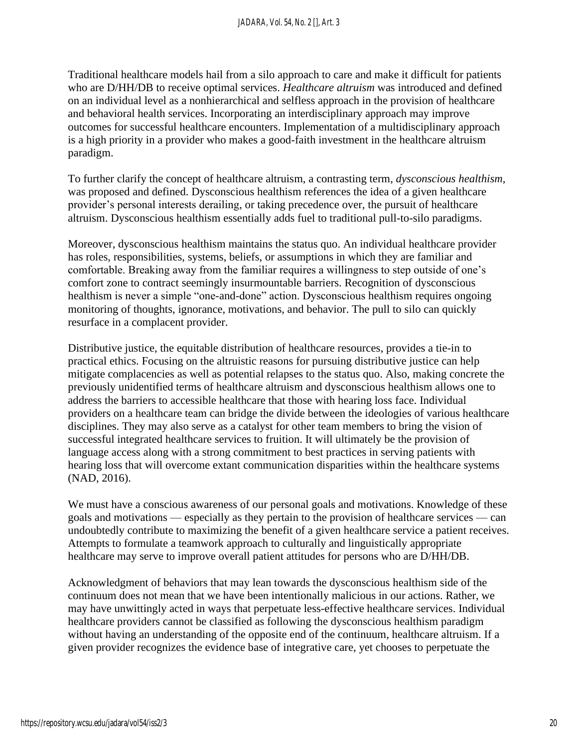Traditional healthcare models hail from a silo approach to care and make it difficult for patients who are D/HH/DB to receive optimal services. *Healthcare altruism* was introduced and defined on an individual level as a nonhierarchical and selfless approach in the provision of healthcare and behavioral health services. Incorporating an interdisciplinary approach may improve outcomes for successful healthcare encounters. Implementation of a multidisciplinary approach is a high priority in a provider who makes a good-faith investment in the healthcare altruism paradigm.

To further clarify the concept of healthcare altruism, a contrasting term, *dysconscious healthism*, was proposed and defined. Dysconscious healthism references the idea of a given healthcare provider's personal interests derailing, or taking precedence over, the pursuit of healthcare altruism. Dysconscious healthism essentially adds fuel to traditional pull-to-silo paradigms.

Moreover, dysconscious healthism maintains the status quo. An individual healthcare provider has roles, responsibilities, systems, beliefs, or assumptions in which they are familiar and comfortable. Breaking away from the familiar requires a willingness to step outside of one's comfort zone to contract seemingly insurmountable barriers. Recognition of dysconscious healthism is never a simple "one-and-done" action. Dysconscious healthism requires ongoing monitoring of thoughts, ignorance, motivations, and behavior. The pull to silo can quickly resurface in a complacent provider.

Distributive justice, the equitable distribution of healthcare resources, provides a tie-in to practical ethics. Focusing on the altruistic reasons for pursuing distributive justice can help mitigate complacencies as well as potential relapses to the status quo. Also, making concrete the previously unidentified terms of healthcare altruism and dysconscious healthism allows one to address the barriers to accessible healthcare that those with hearing loss face. Individual providers on a healthcare team can bridge the divide between the ideologies of various healthcare disciplines. They may also serve as a catalyst for other team members to bring the vision of successful integrated healthcare services to fruition. It will ultimately be the provision of language access along with a strong commitment to best practices in serving patients with hearing loss that will overcome extant communication disparities within the healthcare systems (NAD, 2016).

We must have a conscious awareness of our personal goals and motivations. Knowledge of these goals and motivations — especially as they pertain to the provision of healthcare services — can undoubtedly contribute to maximizing the benefit of a given healthcare service a patient receives. Attempts to formulate a teamwork approach to culturally and linguistically appropriate healthcare may serve to improve overall patient attitudes for persons who are D/HH/DB.

Acknowledgment of behaviors that may lean towards the dysconscious healthism side of the continuum does not mean that we have been intentionally malicious in our actions. Rather, we may have unwittingly acted in ways that perpetuate less-effective healthcare services. Individual healthcare providers cannot be classified as following the dysconscious healthism paradigm without having an understanding of the opposite end of the continuum, healthcare altruism. If a given provider recognizes the evidence base of integrative care, yet chooses to perpetuate the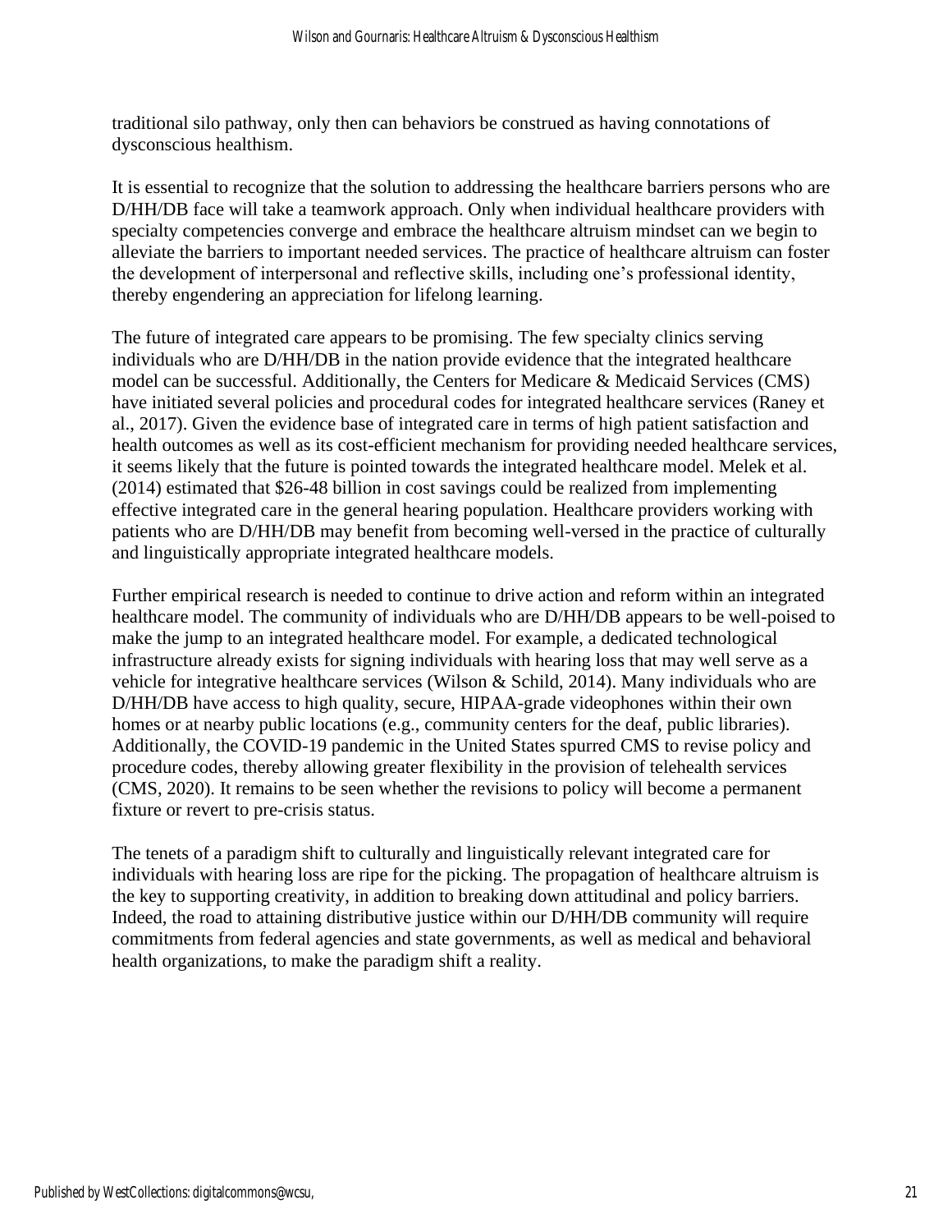traditional silo pathway, only then can behaviors be construed as having connotations of dysconscious healthism.

It is essential to recognize that the solution to addressing the healthcare barriers persons who are D/HH/DB face will take a teamwork approach. Only when individual healthcare providers with specialty competencies converge and embrace the healthcare altruism mindset can we begin to alleviate the barriers to important needed services. The practice of healthcare altruism can foster the development of interpersonal and reflective skills, including one's professional identity, thereby engendering an appreciation for lifelong learning.

The future of integrated care appears to be promising. The few specialty clinics serving individuals who are D/HH/DB in the nation provide evidence that the integrated healthcare model can be successful. Additionally, the Centers for Medicare & Medicaid Services (CMS) have initiated several policies and procedural codes for integrated healthcare services (Raney et al., 2017). Given the evidence base of integrated care in terms of high patient satisfaction and health outcomes as well as its cost-efficient mechanism for providing needed healthcare services, it seems likely that the future is pointed towards the integrated healthcare model. Melek et al. (2014) estimated that $26-48 billion in cost savings could be realized from implementing effective integrated care in the general hearing population. Healthcare providers working with patients who are D/HH/DB may benefit from becoming well-versed in the practice of culturally and linguistically appropriate integrated healthcare models.

Further empirical research is needed to continue to drive action and reform within an integrated healthcare model. The community of individuals who are D/HH/DB appears to be well-poised to make the jump to an integrated healthcare model. For example, a dedicated technological infrastructure already exists for signing individuals with hearing loss that may well serve as a vehicle for integrative healthcare services (Wilson & Schild, 2014). Many individuals who are D/HH/DB have access to high quality, secure, HIPAA-grade videophones within their own homes or at nearby public locations (e.g., community centers for the deaf, public libraries). Additionally, the COVID-19 pandemic in the United States spurred CMS to revise policy and procedure codes, thereby allowing greater flexibility in the provision of telehealth services (CMS, 2020). It remains to be seen whether the revisions to policy will become a permanent fixture or revert to pre-crisis status.

The tenets of a paradigm shift to culturally and linguistically relevant integrated care for individuals with hearing loss are ripe for the picking. The propagation of healthcare altruism is the key to supporting creativity, in addition to breaking down attitudinal and policy barriers. Indeed, the road to attaining distributive justice within our D/HH/DB community will require commitments from federal agencies and state governments, as well as medical and behavioral health organizations, to make the paradigm shift a reality.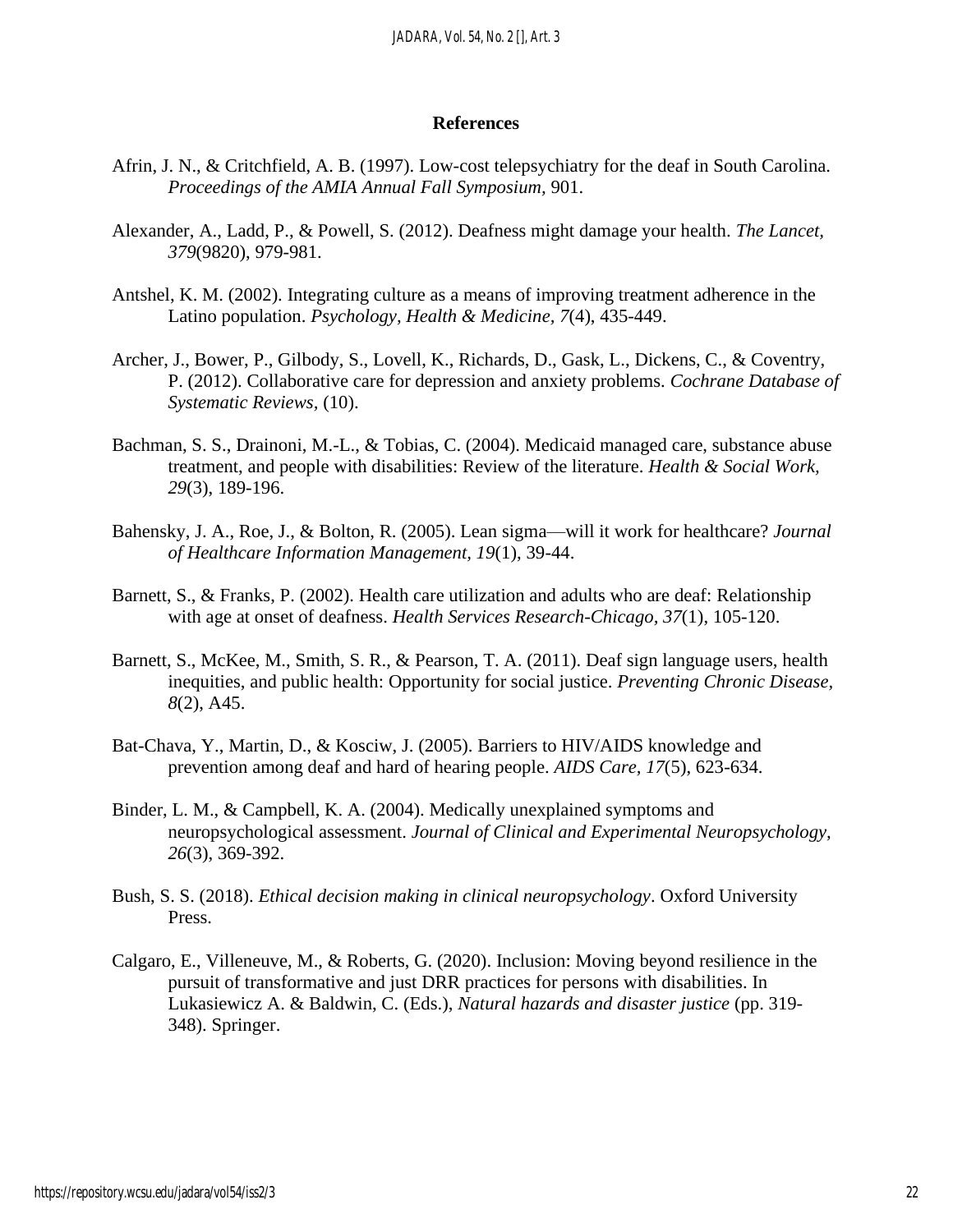## References

Afrin, J. N., & Critchfield, A. B. (1997). Low-cost telepsychiatry for the deaf in South Carolina. *Proceedings of the AMIA Annual Fall Symposium*, 901.

Alexander, A., Ladd, P., & Powell, S. (2012). Deafness might damage your health. *The Lancet, 379*(9820), 979-981.

Antshel, K. M. (2002). Integrating culture as a means of improving treatment adherence in the Latino population. *Psychology, Health & Medicine, 7*(4), 435-449.

Archer, J., Bower, P., Gilbody, S., Lovell, K., Richards, D., Gask, L., Dickens, C., & Coventry, P. (2012). Collaborative care for depression and anxiety problems. *Cochrane Database of Systematic Reviews,* (10).

Bachman, S. S., Drainoni, M.-L., & Tobias, C. (2004). Medicaid managed care, substance abuse treatment, and people with disabilities: Review of the literature. *Health & Social Work, 29*(3), 189-196.

Bahensky, J. A., Roe, J., & Bolton, R. (2005). Lean sigma—will it work for healthcare? *Journal of Healthcare Information Management, 19*(1), 39-44.

Barnett, S., & Franks, P. (2002). Health care utilization and adults who are deaf: Relationship with age at onset of deafness. *Health Services Research-Chicago, 37*(1), 105-120.

Barnett, S., McKee, M., Smith, S. R., & Pearson, T. A. (2011). Deaf sign language users, health inequities, and public health: Opportunity for social justice. *Preventing Chronic Disease, 8*(2), A45.

Bat-Chava, Y., Martin, D., & Kosciw, J. (2005). Barriers to HIV/AIDS knowledge and prevention among deaf and hard of hearing people. *AIDS Care, 17*(5), 623-634.

Binder, L. M., & Campbell, K. A. (2004). Medically unexplained symptoms and neuropsychological assessment. *Journal of Clinical and Experimental Neuropsychology, 26*(3), 369-392.

Bush, S. S. (2018). *Ethical decision making in clinical neuropsychology*. Oxford University Press.

Calgaro, E., Villeneuve, M., & Roberts, G. (2020). Inclusion: Moving beyond resilience in the pursuit of transformative and just DRR practices for persons with disabilities. In Lukasiewicz A. & Baldwin, C. (Eds.), *Natural hazards and disaster justice* (pp. 319-348). Springer.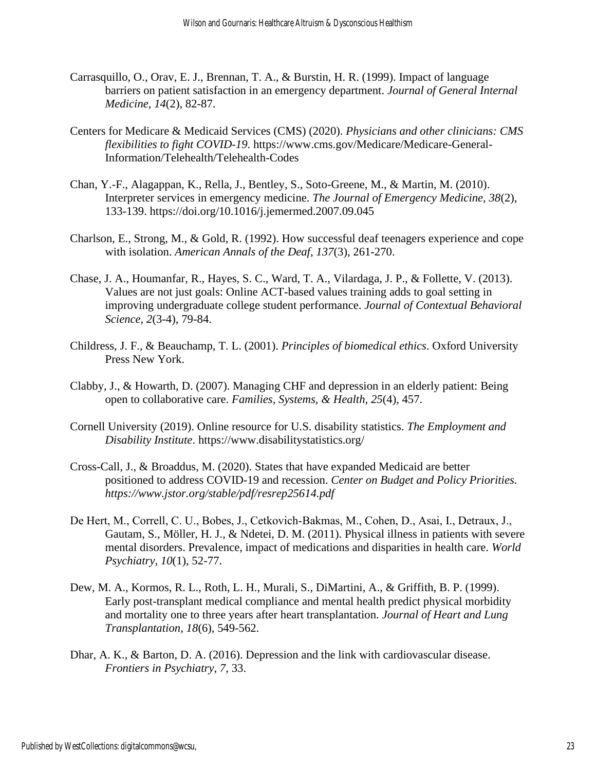Carrasquillo, O., Orav, E. J., Brennan, T. A., & Burstin, H. R. (1999). Impact of language barriers on patient satisfaction in an emergency department. *Journal of General Internal Medicine, 14*(2), 82-87.

Centers for Medicare & Medicaid Services (CMS) (2020). *Physicians and other clinicians: CMS flexibilities to fight COVID-19*. https://www.cms.gov/Medicare/Medicare-General-Information/Telehealth/Telehealth-Codes

Chan, Y.-F., Alagappan, K., Rella, J., Bentley, S., Soto-Greene, M., & Martin, M. (2010). Interpreter services in emergency medicine. *The Journal of Emergency Medicine, 38*(2), 133-139. https://doi.org/10.1016/j.jemermed.2007.09.045

Charlson, E., Strong, M., & Gold, R. (1992). How successful deaf teenagers experience and cope with isolation. *American Annals of the Deaf, 137*(3), 261-270.

Chase, J. A., Houmanfar, R., Hayes, S. C., Ward, T. A., Vilardaga, J. P., & Follette, V. (2013). Values are not just goals: Online ACT-based values training adds to goal setting in improving undergraduate college student performance. *Journal of Contextual Behavioral Science, 2*(3-4), 79-84.

Childress, J. F., & Beauchamp, T. L. (2001). *Principles of biomedical ethics*. Oxford University Press New York.

Clabby, J., & Howarth, D. (2007). Managing CHF and depression in an elderly patient: Being open to collaborative care. *Families, Systems, & Health, 25*(4), 457.

Cornell University (2019). Online resource for U.S. disability statistics. *The Employment and Disability Institute*. https://www.disabilitystatistics.org/

Cross-Call, J., & Broaddus, M. (2020). States that have expanded Medicaid are better positioned to address COVID-19 and recession. *Center on Budget and Policy Priorities. https://www.jstor.org/stable/pdf/resrep25614.pdf*

De Hert, M., Correll, C. U., Bobes, J., Cetkovich-Bakmas, M., Cohen, D., Asai, I., Detraux, J., Gautam, S., Möller, H. J., & Ndetei, D. M. (2011). Physical illness in patients with severe mental disorders. Prevalence, impact of medications and disparities in health care. *World Psychiatry*, *10*(1), 52-77.

Dew, M. A., Kormos, R. L., Roth, L. H., Murali, S., DiMartini, A., & Griffith, B. P. (1999). Early post-transplant medical compliance and mental health predict physical morbidity and mortality one to three years after heart transplantation. *Journal of Heart and Lung Transplantation*, *18*(6), 549-562.

Dhar, A. K., & Barton, D. A. (2016). Depression and the link with cardiovascular disease. *Frontiers in Psychiatry*, *7*, 33.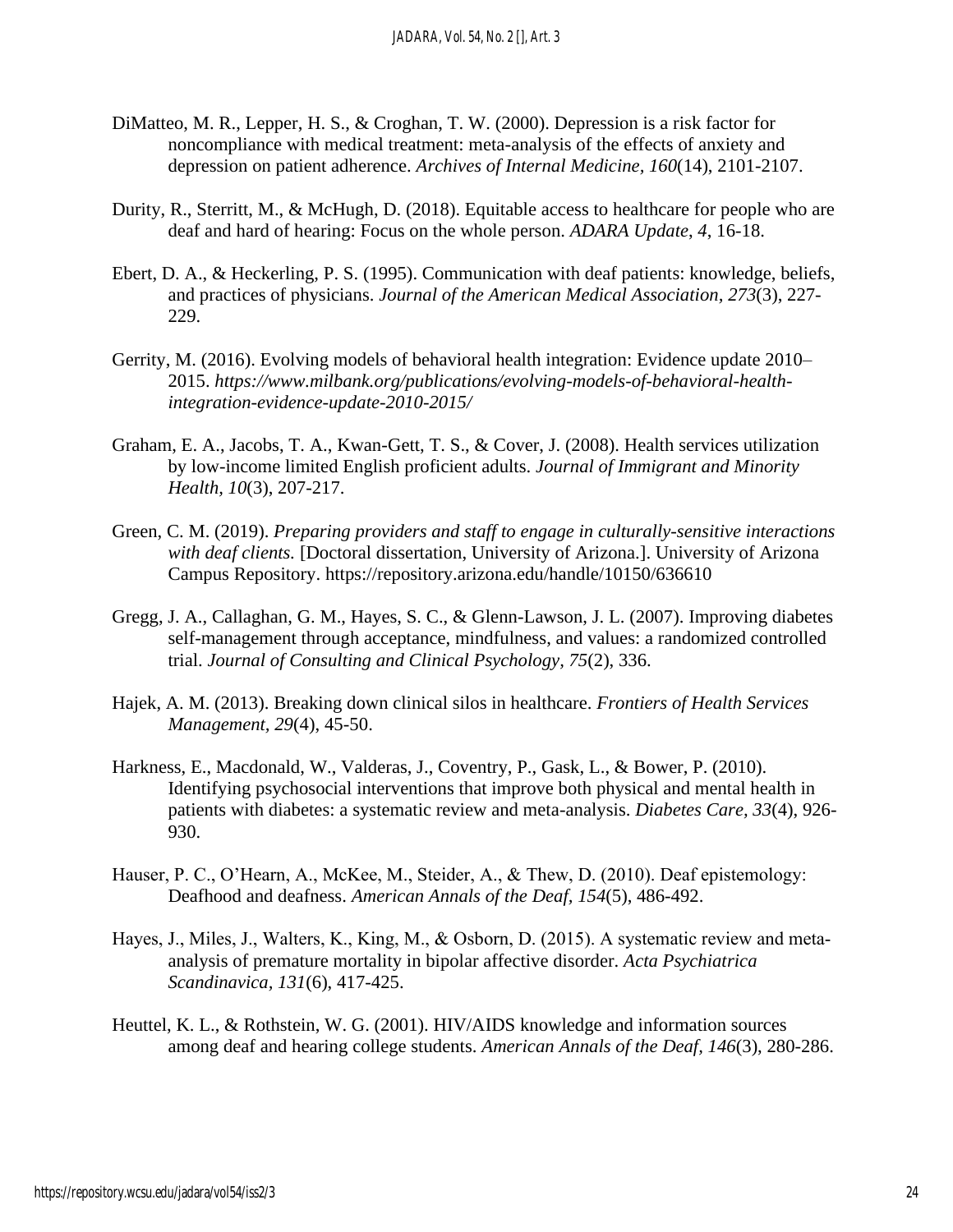DiMatteo, M. R., Lepper, H. S., & Croghan, T. W. (2000). Depression is a risk factor for noncompliance with medical treatment: meta-analysis of the effects of anxiety and depression on patient adherence. *Archives of Internal Medicine, 160*(14), 2101-2107.

Durity, R., Sterritt, M., & McHugh, D. (2018). Equitable access to healthcare for people who are deaf and hard of hearing: Focus on the whole person. *ADARA Update, 4*, 16-18.

Ebert, D. A., & Heckerling, P. S. (1995). Communication with deaf patients: knowledge, beliefs, and practices of physicians. *Journal of the American Medical Association, 273*(3), 227-229.

Gerrity, M. (2016). Evolving models of behavioral health integration: Evidence update 2010–2015. *https://www.milbank.org/publications/evolving-models-of-behavioral-health-integration-evidence-update-2010-2015/*

Graham, E. A., Jacobs, T. A., Kwan-Gett, T. S., & Cover, J. (2008). Health services utilization by low-income limited English proficient adults. *Journal of Immigrant and Minority Health, 10*(3), 207-217.

Green, C. M. (2019). *Preparing providers and staff to engage in culturally-sensitive interactions with deaf clients.* [Doctoral dissertation, University of Arizona.]. University of Arizona Campus Repository. https://repository.arizona.edu/handle/10150/636610

Gregg, J. A., Callaghan, G. M., Hayes, S. C., & Glenn-Lawson, J. L. (2007). Improving diabetes self-management through acceptance, mindfulness, and values: a randomized controlled trial. *Journal of Consulting and Clinical Psychology, 75*(2), 336.

Hajek, A. M. (2013). Breaking down clinical silos in healthcare. *Frontiers of Health Services Management, 29*(4), 45-50.

Harkness, E., Macdonald, W., Valderas, J., Coventry, P., Gask, L., & Bower, P. (2010). Identifying psychosocial interventions that improve both physical and mental health in patients with diabetes: a systematic review and meta-analysis. *Diabetes Care, 33*(4), 926-930.

Hauser, P. C., O'Hearn, A., McKee, M., Steider, A., & Thew, D. (2010). Deaf epistemology: Deafhood and deafness. *American Annals of the Deaf, 154*(5), 486-492.

Hayes, J., Miles, J., Walters, K., King, M., & Osborn, D. (2015). A systematic review and meta-analysis of premature mortality in bipolar affective disorder. *Acta Psychiatrica Scandinavica, 131*(6), 417-425.

Heuttel, K. L., & Rothstein, W. G. (2001). HIV/AIDS knowledge and information sources among deaf and hearing college students. *American Annals of the Deaf, 146*(3), 280-286.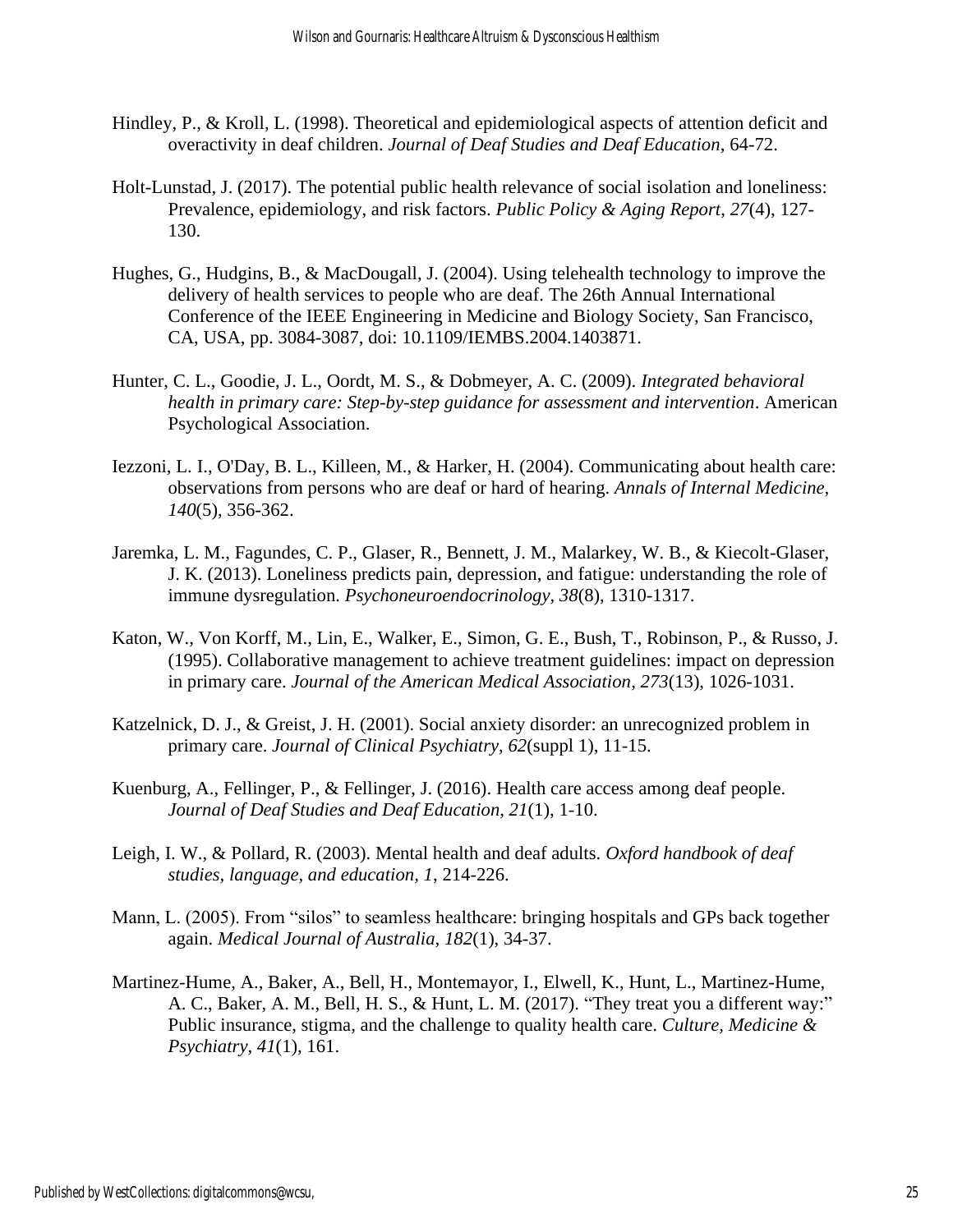Hindley, P., & Kroll, L. (1998). Theoretical and epidemiological aspects of attention deficit and overactivity in deaf children. *Journal of Deaf Studies and Deaf Education*, 64-72.

Holt-Lunstad, J. (2017). The potential public health relevance of social isolation and loneliness: Prevalence, epidemiology, and risk factors. *Public Policy & Aging Report, 27*(4), 127-130.

Hughes, G., Hudgins, B., & MacDougall, J. (2004). Using telehealth technology to improve the delivery of health services to people who are deaf. The 26th Annual International Conference of the IEEE Engineering in Medicine and Biology Society, San Francisco, CA, USA, pp. 3084-3087, doi: 10.1109/IEMBS.2004.1403871.

Hunter, C. L., Goodie, J. L., Oordt, M. S., & Dobmeyer, A. C. (2009). *Integrated behavioral health in primary care: Step-by-step guidance for assessment and intervention*. American Psychological Association.

Iezzoni, L. I., O'Day, B. L., Killeen, M., & Harker, H. (2004). Communicating about health care: observations from persons who are deaf or hard of hearing. *Annals of Internal Medicine, 140*(5), 356-362.

Jaremka, L. M., Fagundes, C. P., Glaser, R., Bennett, J. M., Malarkey, W. B., & Kiecolt-Glaser, J. K. (2013). Loneliness predicts pain, depression, and fatigue: understanding the role of immune dysregulation. *Psychoneuroendocrinology, 38*(8), 1310-1317.

Katon, W., Von Korff, M., Lin, E., Walker, E., Simon, G. E., Bush, T., Robinson, P., & Russo, J. (1995). Collaborative management to achieve treatment guidelines: impact on depression in primary care. *Journal of the American Medical Association, 273*(13), 1026-1031.

Katzelnick, D. J., & Greist, J. H. (2001). Social anxiety disorder: an unrecognized problem in primary care. *Journal of Clinical Psychiatry, 62*(suppl 1), 11-15.

Kuenburg, A., Fellinger, P., & Fellinger, J. (2016). Health care access among deaf people. *Journal of Deaf Studies and Deaf Education, 21*(1), 1-10.

Leigh, I. W., & Pollard, R. (2003). Mental health and deaf adults. *Oxford handbook of deaf studies, language, and education, 1*, 214-226.

Mann, L. (2005). From "silos" to seamless healthcare: bringing hospitals and GPs back together again. *Medical Journal of Australia, 182*(1), 34-37.

Martinez-Hume, A., Baker, A., Bell, H., Montemayor, I., Elwell, K., Hunt, L., Martinez-Hume, A. C., Baker, A. M., Bell, H. S., & Hunt, L. M. (2017). "They treat you a different way:" Public insurance, stigma, and the challenge to quality health care. *Culture, Medicine & Psychiatry, 41*(1), 161.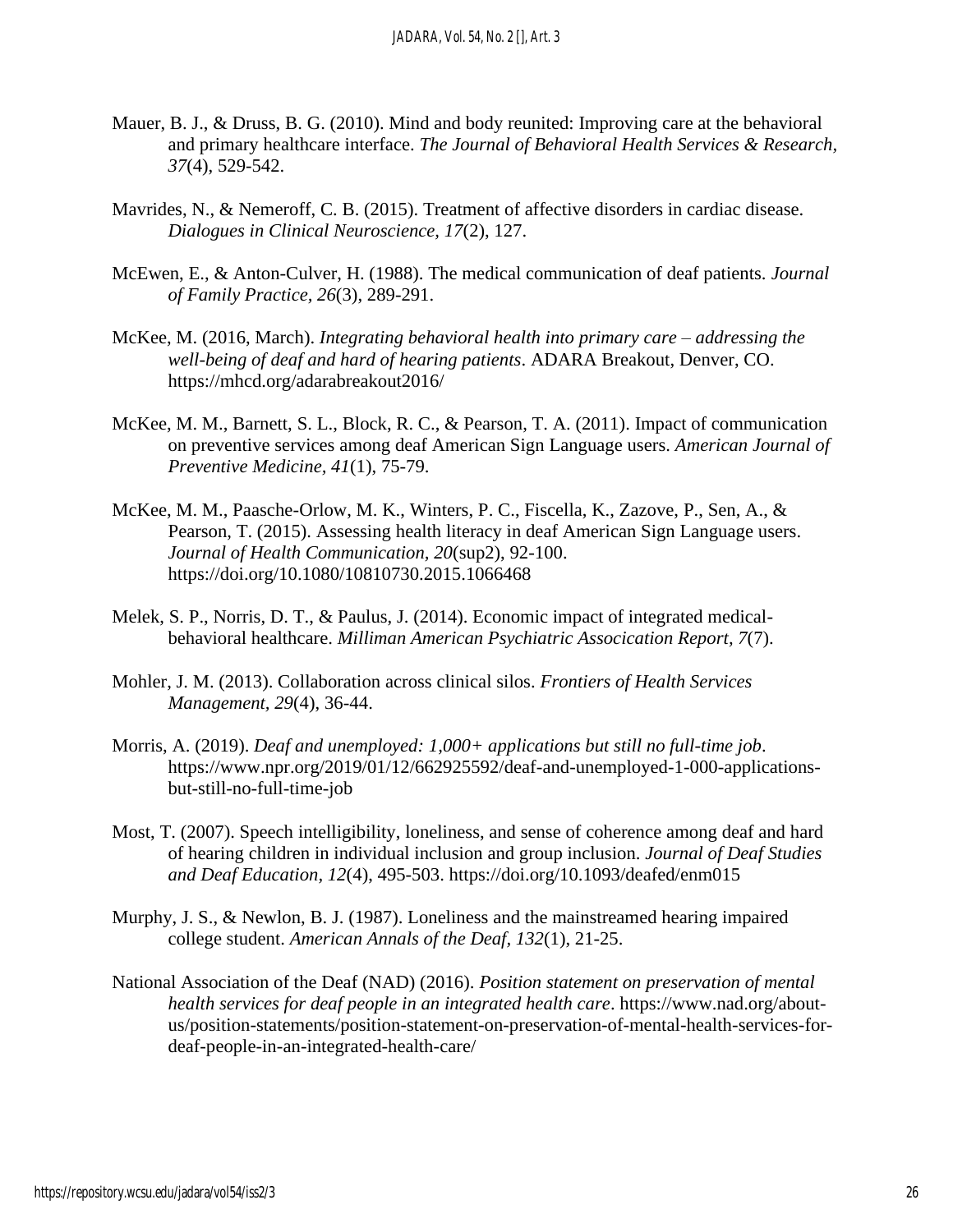Mauer, B. J., & Druss, B. G. (2010). Mind and body reunited: Improving care at the behavioral and primary healthcare interface. *The Journal of Behavioral Health Services & Research, 37*(4), 529-542.

Mavrides, N., & Nemeroff, C. B. (2015). Treatment of affective disorders in cardiac disease. *Dialogues in Clinical Neuroscience, 17*(2), 127.

McEwen, E., & Anton-Culver, H. (1988). The medical communication of deaf patients. *Journal of Family Practice, 26*(3), 289-291.

McKee, M. (2016, March). *Integrating behavioral health into primary care – addressing the well-being of deaf and hard of hearing patients*. ADARA Breakout, Denver, CO. https://mhcd.org/adarabreakout2016/

McKee, M. M., Barnett, S. L., Block, R. C., & Pearson, T. A. (2011). Impact of communication on preventive services among deaf American Sign Language users. *American Journal of Preventive Medicine, 41*(1), 75-79.

McKee, M. M., Paasche-Orlow, M. K., Winters, P. C., Fiscella, K., Zazove, P., Sen, A., & Pearson, T. (2015). Assessing health literacy in deaf American Sign Language users. *Journal of Health Communication, 20*(sup2), 92-100. https://doi.org/10.1080/10810730.2015.1066468

Melek, S. P., Norris, D. T., & Paulus, J. (2014). Economic impact of integrated medical-behavioral healthcare. *Milliman American Psychiatric Assocication Report, 7*(7).

Mohler, J. M. (2013). Collaboration across clinical silos. *Frontiers of Health Services Management, 29*(4), 36-44.

Morris, A. (2019). *Deaf and unemployed: 1,000+ applications but still no full-time job*. https://www.npr.org/2019/01/12/662925592/deaf-and-unemployed-1-000-applications-but-still-no-full-time-job

Most, T. (2007). Speech intelligibility, loneliness, and sense of coherence among deaf and hard of hearing children in individual inclusion and group inclusion. *Journal of Deaf Studies and Deaf Education, 12*(4), 495-503. https://doi.org/10.1093/deafed/enm015

Murphy, J. S., & Newlon, B. J. (1987). Loneliness and the mainstreamed hearing impaired college student. *American Annals of the Deaf, 132*(1), 21-25.

National Association of the Deaf (NAD) (2016). *Position statement on preservation of mental health services for deaf people in an integrated health care*. https://www.nad.org/about-us/position-statements/position-statement-on-preservation-of-mental-health-services-for-deaf-people-in-an-integrated-health-care/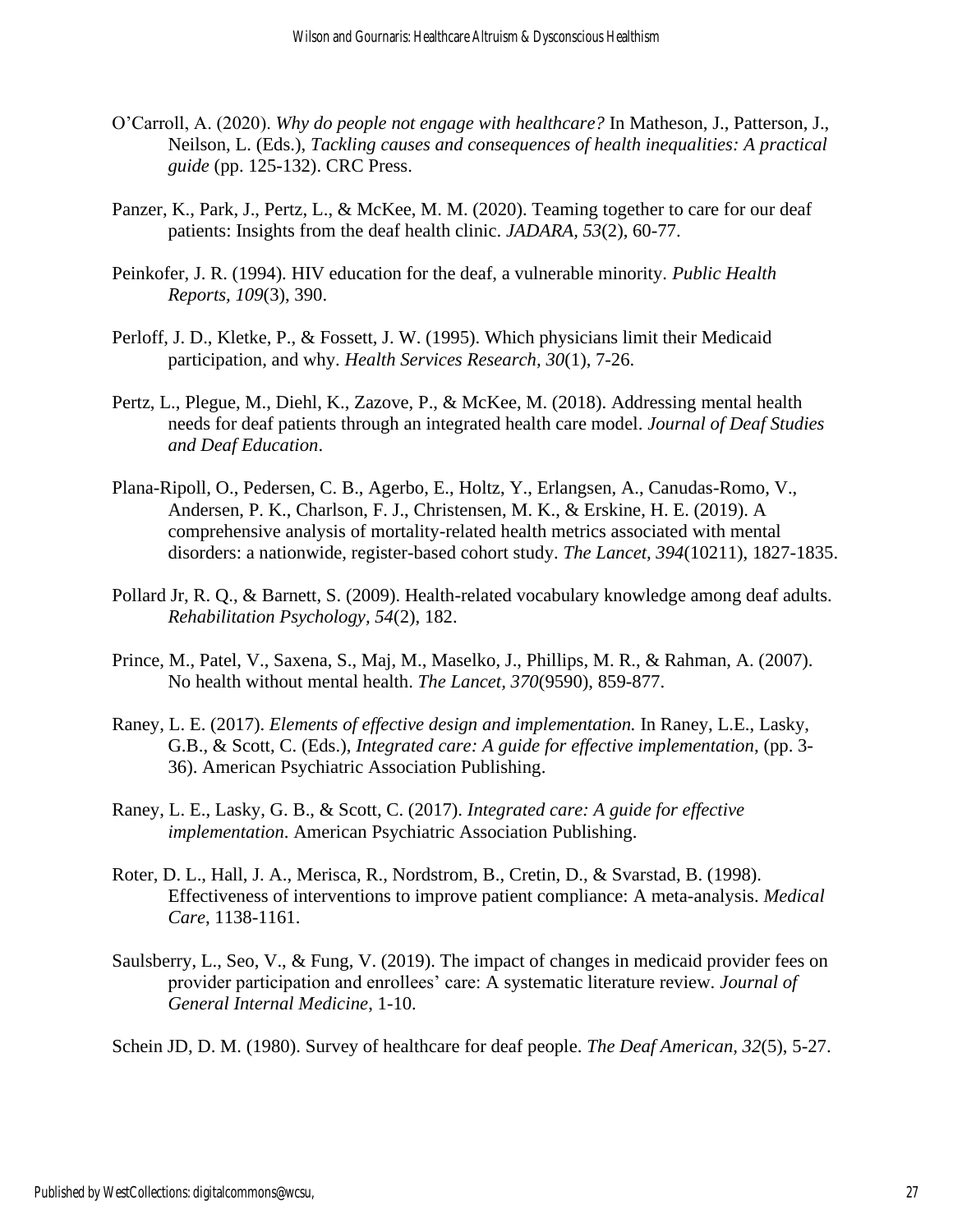O'Carroll, A. (2020). *Why do people not engage with healthcare?* In Matheson, J., Patterson, J., Neilson, L. (Eds.), *Tackling causes and consequences of health inequalities: A practical guide* (pp. 125-132). CRC Press.

Panzer, K., Park, J., Pertz, L., & McKee, M. M. (2020). Teaming together to care for our deaf patients: Insights from the deaf health clinic. *JADARA, 53*(2), 60-77.

Peinkofer, J. R. (1994). HIV education for the deaf, a vulnerable minority. *Public Health Reports, 109*(3), 390.

Perloff, J. D., Kletke, P., & Fossett, J. W. (1995). Which physicians limit their Medicaid participation, and why. *Health Services Research, 30*(1), 7-26.

Pertz, L., Plegue, M., Diehl, K., Zazove, P., & McKee, M. (2018). Addressing mental health needs for deaf patients through an integrated health care model. *Journal of Deaf Studies and Deaf Education*.

Plana-Ripoll, O., Pedersen, C. B., Agerbo, E., Holtz, Y., Erlangsen, A., Canudas-Romo, V., Andersen, P. K., Charlson, F. J., Christensen, M. K., & Erskine, H. E. (2019). A comprehensive analysis of mortality-related health metrics associated with mental disorders: a nationwide, register-based cohort study. *The Lancet, 394*(10211), 1827-1835.

Pollard Jr, R. Q., & Barnett, S. (2009). Health-related vocabulary knowledge among deaf adults. *Rehabilitation Psychology, 54*(2), 182.

Prince, M., Patel, V., Saxena, S., Maj, M., Maselko, J., Phillips, M. R., & Rahman, A. (2007). No health without mental health. *The Lancet, 370*(9590), 859-877.

Raney, L. E. (2017). *Elements of effective design and implementation.* In Raney, L.E., Lasky, G.B., & Scott, C. (Eds.), *Integrated care: A guide for effective implementation*, (pp. 3-36). American Psychiatric Association Publishing.

Raney, L. E., Lasky, G. B., & Scott, C. (2017). *Integrated care: A guide for effective implementation*. American Psychiatric Association Publishing.

Roter, D. L., Hall, J. A., Merisca, R., Nordstrom, B., Cretin, D., & Svarstad, B. (1998). Effectiveness of interventions to improve patient compliance: A meta-analysis. *Medical Care,* 1138-1161.

Saulsberry, L., Seo, V., & Fung, V. (2019). The impact of changes in medicaid provider fees on provider participation and enrollees' care: A systematic literature review. *Journal of General Internal Medicine*, 1-10.

Schein JD, D. M. (1980). Survey of healthcare for deaf people. *The Deaf American, 32*(5), 5-27.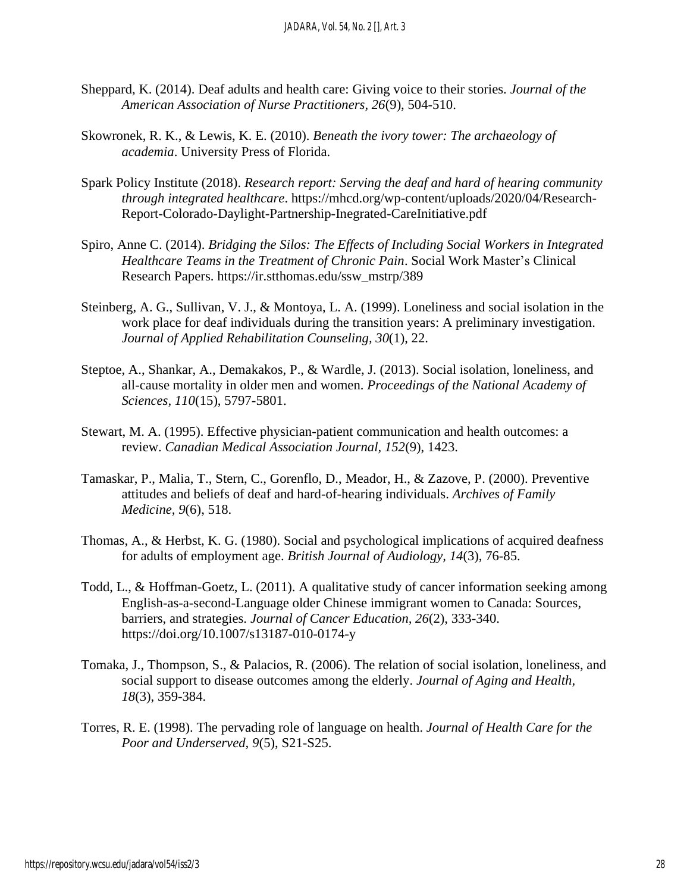Sheppard, K. (2014). Deaf adults and health care: Giving voice to their stories. *Journal of the American Association of Nurse Practitioners, 26*(9), 504-510.

Skowronek, R. K., & Lewis, K. E. (2010). *Beneath the ivory tower: The archaeology of academia*. University Press of Florida.

Spark Policy Institute (2018). *Research report: Serving the deaf and hard of hearing community through integrated healthcare*. https://mhcd.org/wp-content/uploads/2020/04/Research-Report-Colorado-Daylight-Partnership-Inegrated-CareInitiative.pdf

Spiro, Anne C. (2014). *Bridging the Silos: The Effects of Including Social Workers in Integrated Healthcare Teams in the Treatment of Chronic Pain*. Social Work Master's Clinical Research Papers. https://ir.stthomas.edu/ssw_mstrp/389

Steinberg, A. G., Sullivan, V. J., & Montoya, L. A. (1999). Loneliness and social isolation in the work place for deaf individuals during the transition years: A preliminary investigation. *Journal of Applied Rehabilitation Counseling, 30*(1), 22.

Steptoe, A., Shankar, A., Demakakos, P., & Wardle, J. (2013). Social isolation, loneliness, and all-cause mortality in older men and women. *Proceedings of the National Academy of Sciences, 110*(15), 5797-5801.

Stewart, M. A. (1995). Effective physician-patient communication and health outcomes: a review. *Canadian Medical Association Journal, 152*(9), 1423.

Tamaskar, P., Malia, T., Stern, C., Gorenflo, D., Meador, H., & Zazove, P. (2000). Preventive attitudes and beliefs of deaf and hard-of-hearing individuals. *Archives of Family Medicine, 9*(6), 518.

Thomas, A., & Herbst, K. G. (1980). Social and psychological implications of acquired deafness for adults of employment age. *British Journal of Audiology, 14*(3), 76-85.

Todd, L., & Hoffman-Goetz, L. (2011). A qualitative study of cancer information seeking among English-as-a-second-Language older Chinese immigrant women to Canada: Sources, barriers, and strategies. *Journal of Cancer Education, 26*(2), 333-340. https://doi.org/10.1007/s13187-010-0174-y

Tomaka, J., Thompson, S., & Palacios, R. (2006). The relation of social isolation, loneliness, and social support to disease outcomes among the elderly. *Journal of Aging and Health, 18*(3), 359-384.

Torres, R. E. (1998). The pervading role of language on health. *Journal of Health Care for the Poor and Underserved, 9*(5), S21-S25.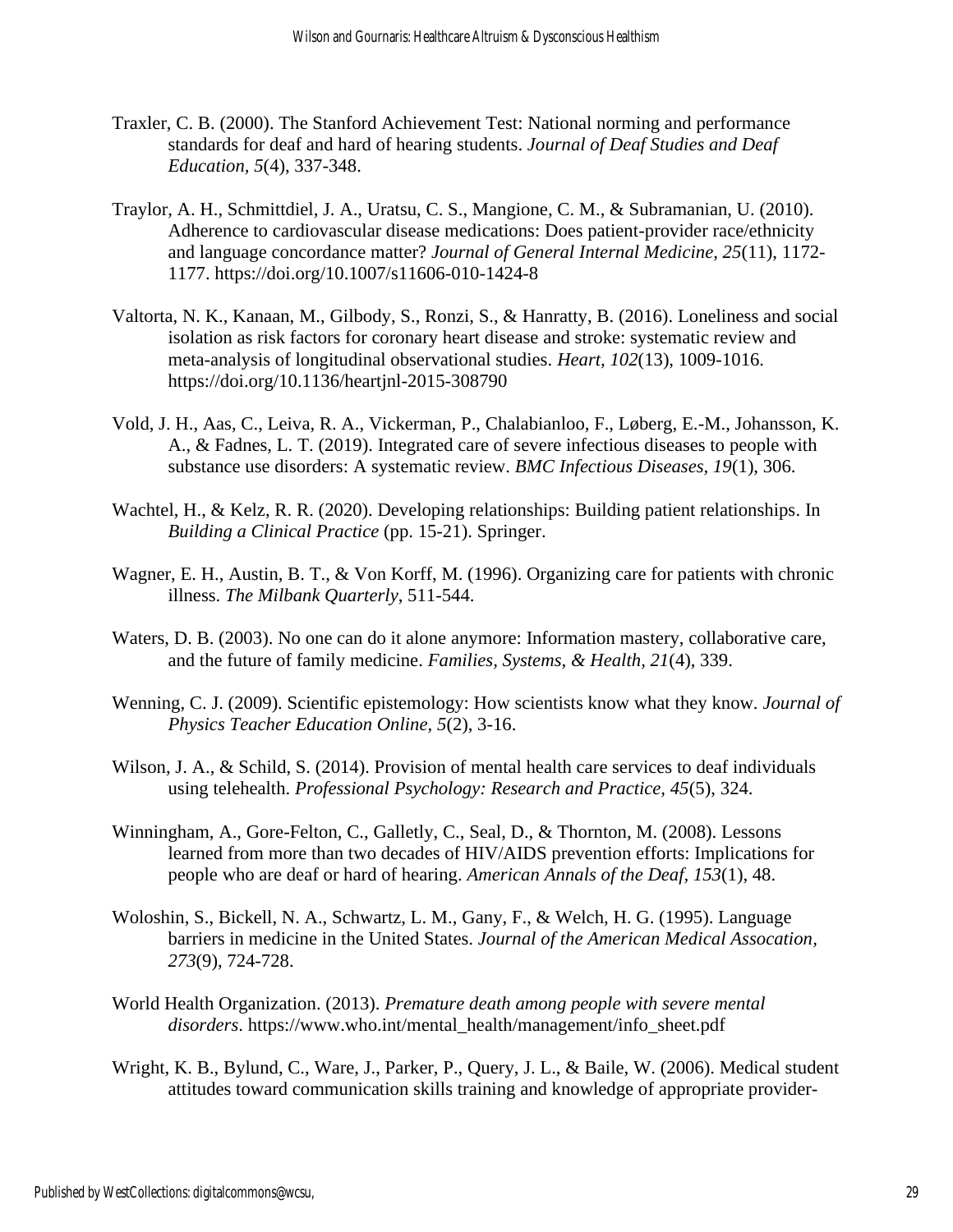Traxler, C. B. (2000). The Stanford Achievement Test: National norming and performance standards for deaf and hard of hearing students. *Journal of Deaf Studies and Deaf Education, 5*(4), 337-348.

Traylor, A. H., Schmittdiel, J. A., Uratsu, C. S., Mangione, C. M., & Subramanian, U. (2010). Adherence to cardiovascular disease medications: Does patient-provider race/ethnicity and language concordance matter? *Journal of General Internal Medicine, 25*(11), 1172-1177. https://doi.org/10.1007/s11606-010-1424-8

Valtorta, N. K., Kanaan, M., Gilbody, S., Ronzi, S., & Hanratty, B. (2016). Loneliness and social isolation as risk factors for coronary heart disease and stroke: systematic review and meta-analysis of longitudinal observational studies. *Heart, 102*(13), 1009-1016. https://doi.org/10.1136/heartjnl-2015-308790

Vold, J. H., Aas, C., Leiva, R. A., Vickerman, P., Chalabianloo, F., Løberg, E.-M., Johansson, K. A., & Fadnes, L. T. (2019). Integrated care of severe infectious diseases to people with substance use disorders: A systematic review. *BMC Infectious Diseases, 19*(1), 306.

Wachtel, H., & Kelz, R. R. (2020). Developing relationships: Building patient relationships. In *Building a Clinical Practice* (pp. 15-21). Springer.

Wagner, E. H., Austin, B. T., & Von Korff, M. (1996). Organizing care for patients with chronic illness. *The Milbank Quarterly*, 511-544.

Waters, D. B. (2003). No one can do it alone anymore: Information mastery, collaborative care, and the future of family medicine. *Families, Systems, & Health, 21*(4), 339.

Wenning, C. J. (2009). Scientific epistemology: How scientists know what they know. *Journal of Physics Teacher Education Online, 5*(2), 3-16.

Wilson, J. A., & Schild, S. (2014). Provision of mental health care services to deaf individuals using telehealth. *Professional Psychology: Research and Practice, 45*(5), 324.

Winningham, A., Gore-Felton, C., Galletly, C., Seal, D., & Thornton, M. (2008). Lessons learned from more than two decades of HIV/AIDS prevention efforts: Implications for people who are deaf or hard of hearing. *American Annals of the Deaf, 153*(1), 48.

Woloshin, S., Bickell, N. A., Schwartz, L. M., Gany, F., & Welch, H. G. (1995). Language barriers in medicine in the United States. *Journal of the American Medical Assocation, 273*(9), 724-728.

World Health Organization. (2013). *Premature death among people with severe mental disorders*. https://www.who.int/mental_health/management/info_sheet.pdf

Wright, K. B., Bylund, C., Ware, J., Parker, P., Query, J. L., & Baile, W. (2006). Medical student attitudes toward communication skills training and knowledge of appropriate provider-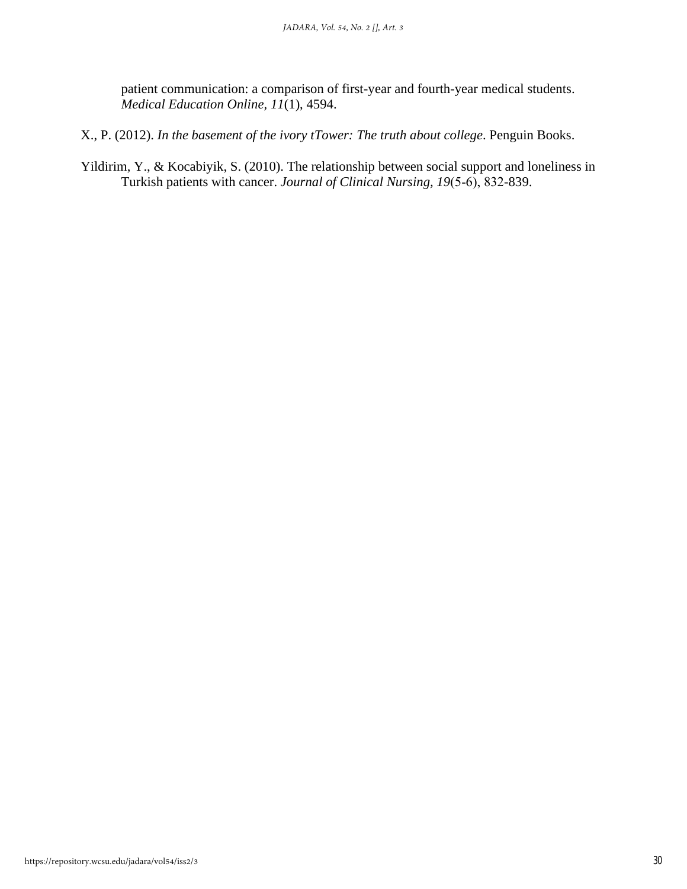patient communication: a comparison of first-year and fourth-year medical students. *Medical Education Online, 11*(1), 4594.

X., P. (2012). *In the basement of the ivory tTower: The truth about college*. Penguin Books.

Yildirim, Y., & Kocabiyik, S. (2010). The relationship between social support and loneliness in Turkish patients with cancer. *Journal of Clinical Nursing, 19*(5-6), 832-839.